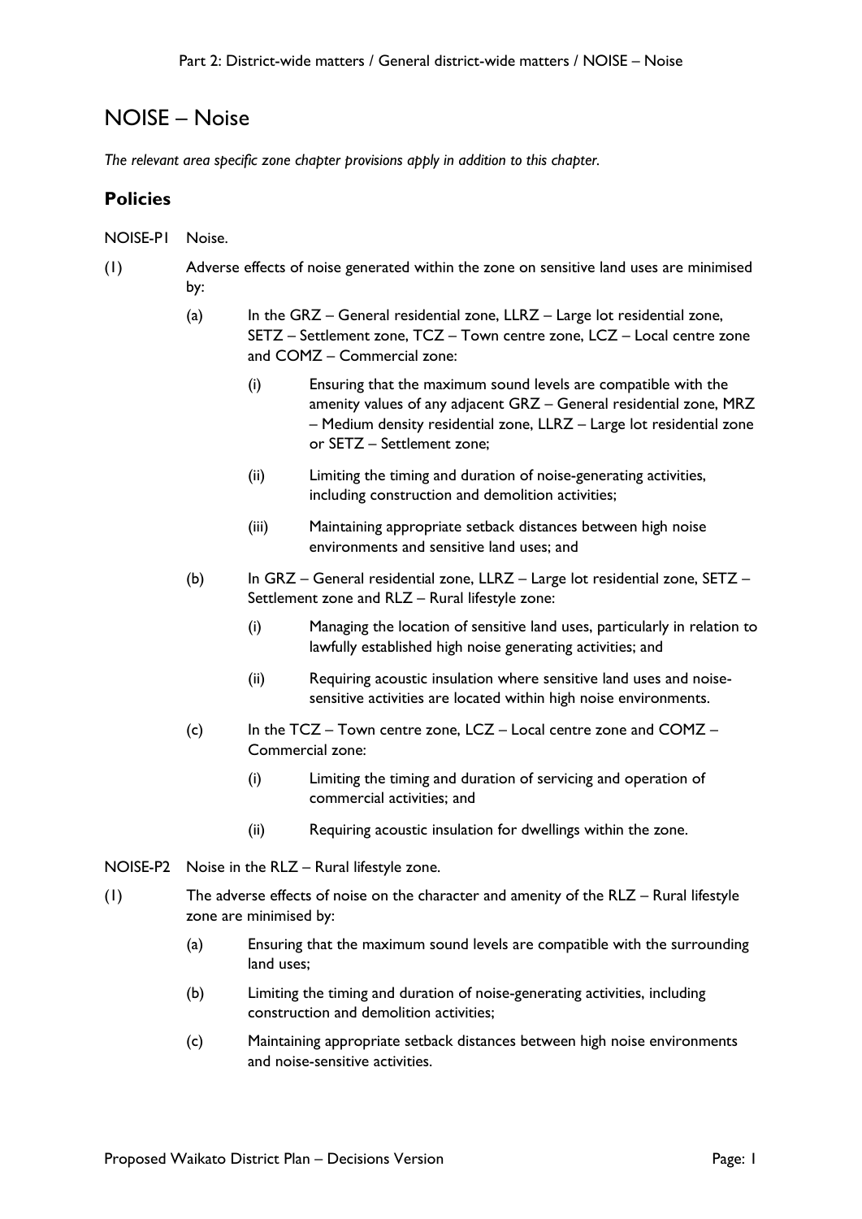# NOISE – Noise

*The relevant area specific zone chapter provisions apply in addition to this chapter.*

## Policies

NOISE-P1 Noise.

(1) Adverse effects of noise generated within the zone on sensitive land uses are minimised by:

- (a) In the GRZ – General residential zone, LLRZ – Large lot residential zone, SETZ – Settlement zone, TCZ – Town centre zone, LCZ – Local centre zone and COMZ – Commercial zone:
  - (i) Ensuring that the maximum sound levels are compatible with the amenity values of any adjacent GRZ – General residential zone, MRZ – Medium density residential zone, LLRZ – Large lot residential zone or SETZ – Settlement zone;
  - (ii) Limiting the timing and duration of noise-generating activities, including construction and demolition activities;
  - (iii) Maintaining appropriate setback distances between high noise environments and sensitive land uses; and
- (b) In GRZ – General residential zone, LLRZ – Large lot residential zone, SETZ – Settlement zone and RLZ – Rural lifestyle zone:
  - (i) Managing the location of sensitive land uses, particularly in relation to lawfully established high noise generating activities; and
  - (ii) Requiring acoustic insulation where sensitive land uses and noise-sensitive activities are located within high noise environments.
- (c) In the TCZ – Town centre zone, LCZ – Local centre zone and COMZ – Commercial zone:
  - (i) Limiting the timing and duration of servicing and operation of commercial activities; and
  - (ii) Requiring acoustic insulation for dwellings within the zone.

NOISE-P2 Noise in the RLZ – Rural lifestyle zone.

(1) The adverse effects of noise on the character and amenity of the RLZ – Rural lifestyle zone are minimised by:

- (a) Ensuring that the maximum sound levels are compatible with the surrounding land uses;
- (b) Limiting the timing and duration of noise-generating activities, including construction and demolition activities;
- (c) Maintaining appropriate setback distances between high noise environments and noise-sensitive activities.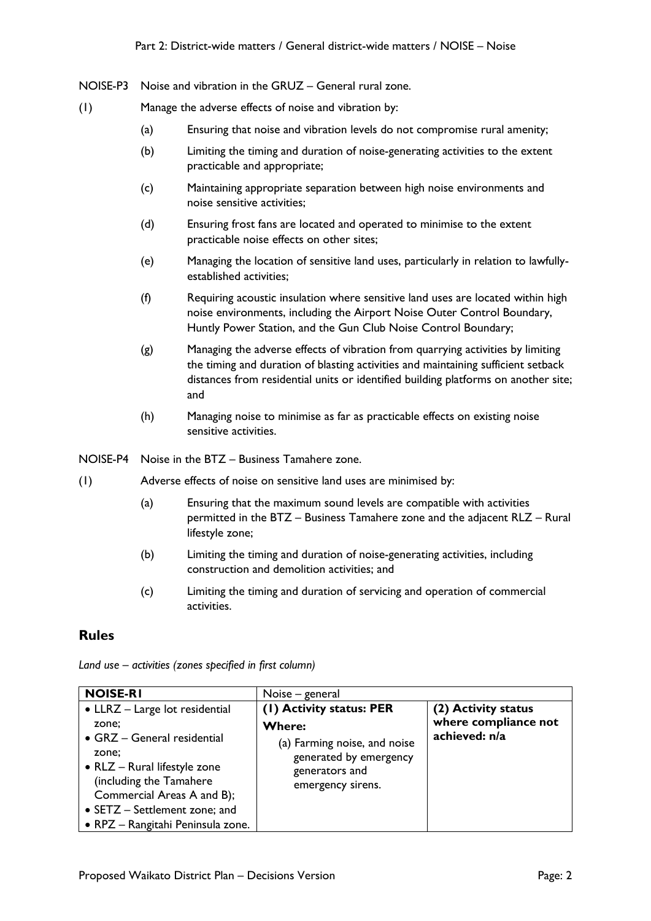NOISE-P3 Noise and vibration in the GRUZ – General rural zone.

(1) Manage the adverse effects of noise and vibration by:

- (a) Ensuring that noise and vibration levels do not compromise rural amenity;
- (b) Limiting the timing and duration of noise-generating activities to the extent practicable and appropriate;
- (c) Maintaining appropriate separation between high noise environments and noise sensitive activities;
- (d) Ensuring frost fans are located and operated to minimise to the extent practicable noise effects on other sites;
- (e) Managing the location of sensitive land uses, particularly in relation to lawfully-established activities;
- (f) Requiring acoustic insulation where sensitive land uses are located within high noise environments, including the Airport Noise Outer Control Boundary, Huntly Power Station, and the Gun Club Noise Control Boundary;
- (g) Managing the adverse effects of vibration from quarrying activities by limiting the timing and duration of blasting activities and maintaining sufficient setback distances from residential units or identified building platforms on another site; and
- (h) Managing noise to minimise as far as practicable effects on existing noise sensitive activities.

NOISE-P4 Noise in the BTZ – Business Tamahere zone.

(1) Adverse effects of noise on sensitive land uses are minimised by:

- (a) Ensuring that the maximum sound levels are compatible with activities permitted in the BTZ – Business Tamahere zone and the adjacent RLZ – Rural lifestyle zone;
- (b) Limiting the timing and duration of noise-generating activities, including construction and demolition activities; and
- (c) Limiting the timing and duration of servicing and operation of commercial activities.

## Rules

*Land use – activities (zones specified in first column)*

| **NOISE-R1** | Noise – general | |
|---|---|---|
| • LLRZ – Large lot residential zone;<br>• GRZ – General residential zone;<br>• RLZ – Rural lifestyle zone (including the Tamahere Commercial Areas A and B);<br>• SETZ – Settlement zone; and<br>• RPZ – Rangitahi Peninsula zone. | **(1) Activity status: PER**<br>**Where:**<br>(a) Farming noise, and noise generated by emergency generators and emergency sirens. | **(2) Activity status where compliance not achieved: n/a** |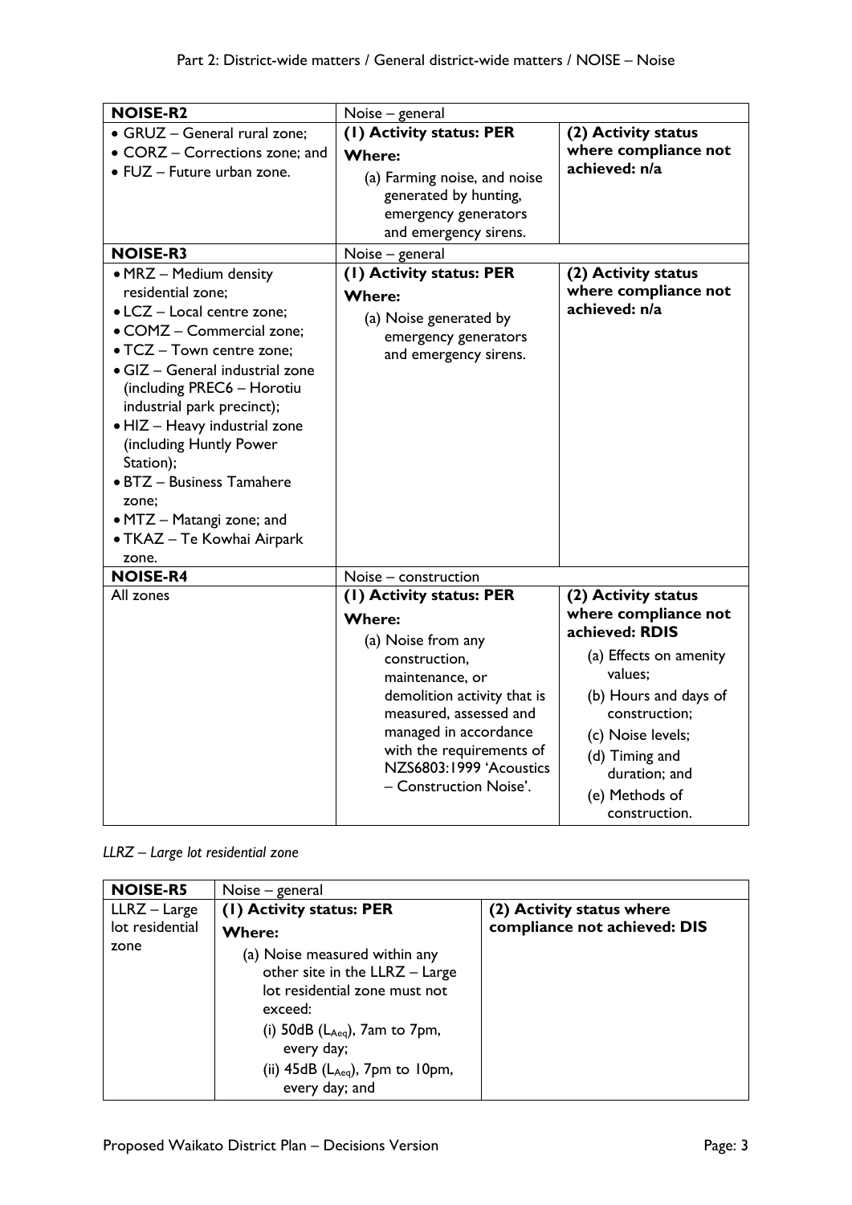| **NOISE-R2** | Noise – general | |
|---|---|---|
| • GRUZ – General rural zone;<br>• CORZ – Corrections zone; and<br>• FUZ – Future urban zone. | **(1) Activity status: PER**<br>**Where:**<br>(a) Farming noise, and noise generated by hunting, emergency generators and emergency sirens. | **(2) Activity status where compliance not achieved: n/a** |
| **NOISE-R3** | Noise – general | |
| • MRZ – Medium density residential zone;<br>• LCZ – Local centre zone;<br>• COMZ – Commercial zone;<br>• TCZ – Town centre zone;<br>• GIZ – General industrial zone (including PREC6 – Horotiu industrial park precinct);<br>• HIZ – Heavy industrial zone (including Huntly Power Station);<br>• BTZ – Business Tamahere zone;<br>• MTZ – Matangi zone; and<br>• TKAZ – Te Kowhai Airpark zone. | **(1) Activity status: PER**<br>**Where:**<br>(a) Noise generated by emergency generators and emergency sirens. | **(2) Activity status where compliance not achieved: n/a** |
| **NOISE-R4** | Noise – construction | |
| All zones | **(1) Activity status: PER**<br>**Where:**<br>(a) Noise from any construction, maintenance, or demolition activity that is measured, assessed and managed in accordance with the requirements of NZS6803:1999 'Acoustics – Construction Noise'. | **(2) Activity status where compliance not achieved: RDIS**<br>(a) Effects on amenity values;<br>(b) Hours and days of construction;<br>(c) Noise levels;<br>(d) Timing and duration; and<br>(e) Methods of construction. |

*LLRZ – Large lot residential zone*

| **NOISE-R5** | Noise – general | |
|---|---|---|
| LLRZ – Large lot residential zone | **(1) Activity status: PER**<br>**Where:**<br>(a) Noise measured within any other site in the LLRZ – Large lot residential zone must not exceed:<br>(i) 50dB ($L_{Aeq}$), 7am to 7pm, every day;<br>(ii) 45dB ($L_{Aeq}$), 7pm to 10pm, every day; and | **(2) Activity status where compliance not achieved: DIS** |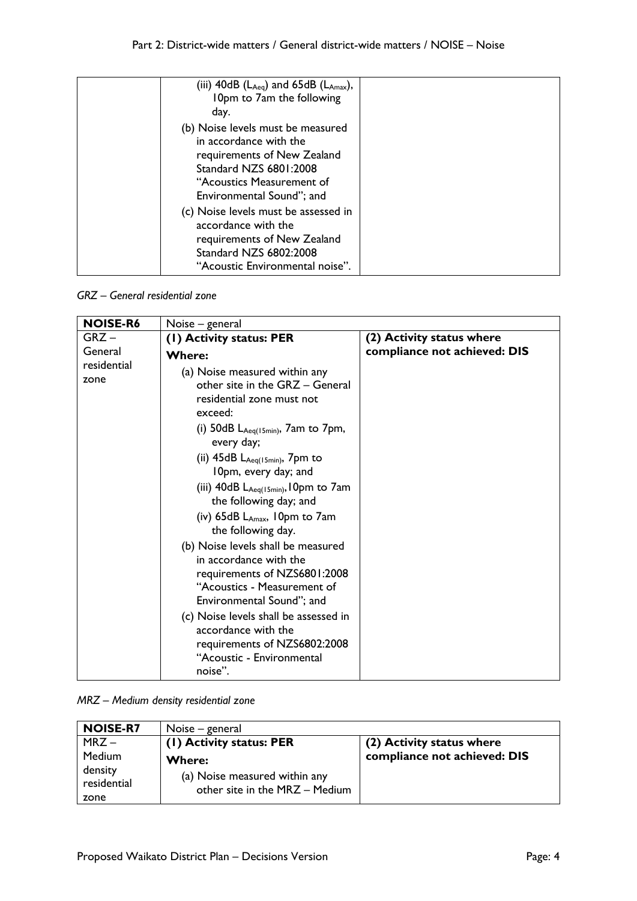| | (iii) 40dB ($L_{Aeq}$) and 65dB ($L_{Amax}$), 10pm to 7am the following day.<br>(b) Noise levels must be measured in accordance with the requirements of New Zealand Standard NZS 6801:2008 "Acoustics Measurement of Environmental Sound"; and<br>(c) Noise levels must be assessed in accordance with the requirements of New Zealand Standard NZS 6802:2008 "Acoustic Environmental noise". | |
|---|---|---|

*GRZ – General residential zone*

| **NOISE-R6** | Noise – general | |
|---|---|---|
| GRZ – General residential zone | **(1) Activity status: PER**<br>**Where:**<br>(a) Noise measured within any other site in the GRZ – General residential zone must not exceed:<br>(i) 50dB $L_{Aeq(15min)}$, 7am to 7pm, every day;<br>(ii) 45dB $L_{Aeq(15min)}$, 7pm to 10pm, every day; and<br>(iii) 40dB $L_{Aeq(15min)}$, 10pm to 7am the following day; and<br>(iv) 65dB $L_{Amax}$, 10pm to 7am the following day.<br>(b) Noise levels shall be measured in accordance with the requirements of NZS6801:2008 "Acoustics - Measurement of Environmental Sound"; and<br>(c) Noise levels shall be assessed in accordance with the requirements of NZS6802:2008 "Acoustic - Environmental noise". | **(2) Activity status where compliance not achieved: DIS** |

*MRZ – Medium density residential zone*

| **NOISE-R7** | Noise – general | |
|---|---|---|
| MRZ – Medium density residential zone | **(1) Activity status: PER**<br>**Where:**<br>(a) Noise measured within any other site in the MRZ – Medium | **(2) Activity status where compliance not achieved: DIS** |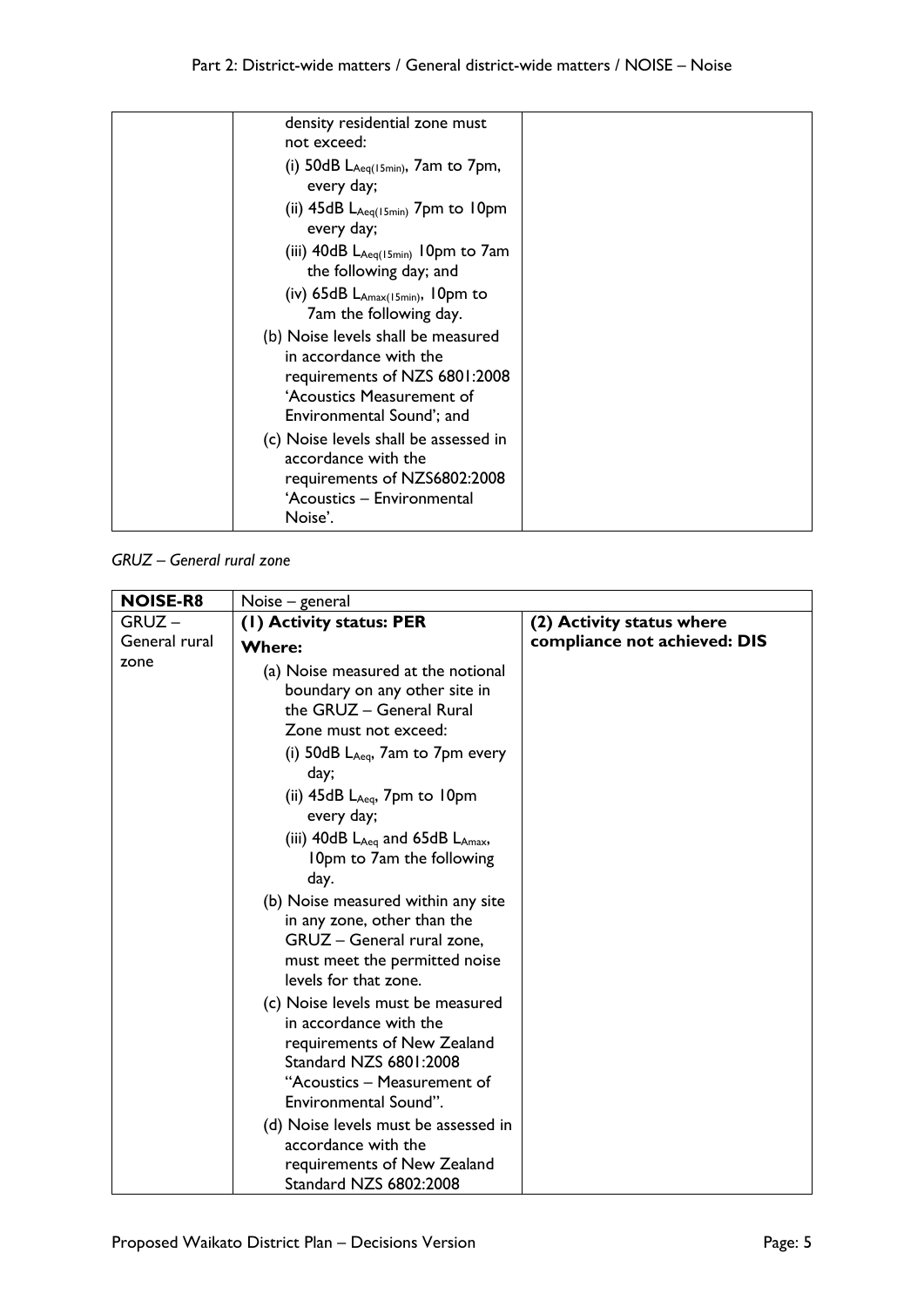| | density residential zone must not exceed:<br>(i) 50dB $L_{Aeq(15min)}$, 7am to 7pm, every day;<br>(ii) 45dB $L_{Aeq(15min)}$ 7pm to 10pm every day;<br>(iii) 40dB $L_{Aeq(15min)}$ 10pm to 7am the following day; and<br>(iv) 65dB $L_{Amax(15min)}$, 10pm to 7am the following day.<br>(b) Noise levels shall be measured in accordance with the requirements of NZS 6801:2008 'Acoustics Measurement of Environmental Sound'; and<br>(c) Noise levels shall be assessed in accordance with the requirements of NZS6802:2008 'Acoustics – Environmental Noise'. | |
|---|---|---|

*GRUZ – General rural zone*

| **NOISE-R8** | Noise – general | |
|---|---|---|
| GRUZ – General rural zone | **(1) Activity status: PER**<br>**Where:**<br>(a) Noise measured at the notional boundary on any other site in the GRUZ – General Rural Zone must not exceed:<br>(i) 50dB $L_{Aeq}$, 7am to 7pm every day;<br>(ii) 45dB $L_{Aeq}$, 7pm to 10pm every day;<br>(iii) 40dB $L_{Aeq}$ and 65dB $L_{Amax}$, 10pm to 7am the following day.<br>(b) Noise measured within any site in any zone, other than the GRUZ – General rural zone, must meet the permitted noise levels for that zone.<br>(c) Noise levels must be measured in accordance with the requirements of New Zealand Standard NZS 6801:2008 "Acoustics – Measurement of Environmental Sound".<br>(d) Noise levels must be assessed in accordance with the requirements of New Zealand Standard NZS 6802:2008 | **(2) Activity status where compliance not achieved: DIS** |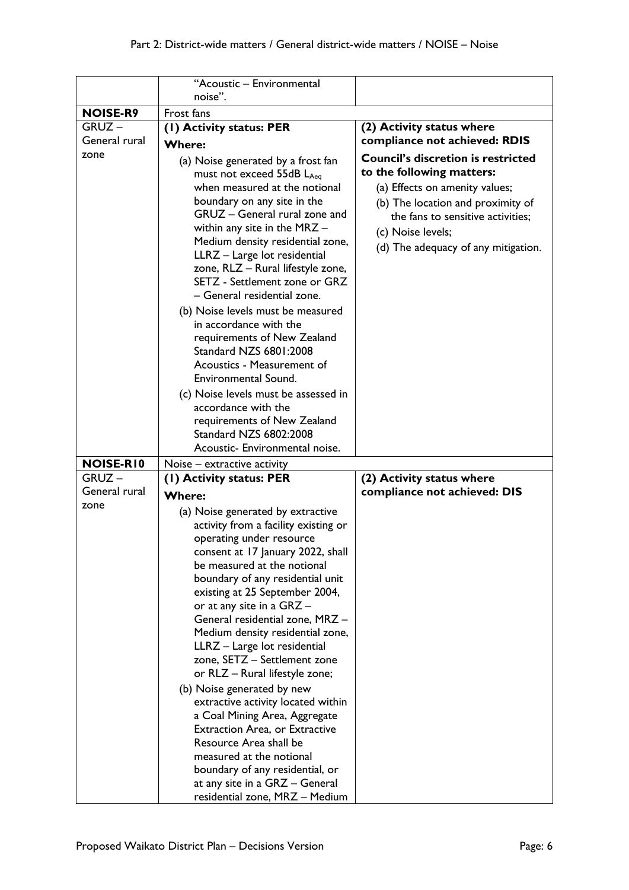| | | |
|---|---|---|
| | "Acoustic – Environmental noise". | |
| **NOISE-R9** | Frost fans | |
| GRUZ – General rural zone | **(1) Activity status: PER**<br>**Where:**<br>(a) Noise generated by a frost fan must not exceed 55dB $L_{Aeq}$ when measured at the notional boundary on any site in the GRUZ – General rural zone and within any site in the MRZ – Medium density residential zone, LLRZ – Large lot residential zone, RLZ – Rural lifestyle zone, SETZ - Settlement zone or GRZ – General residential zone.<br>(b) Noise levels must be measured in accordance with the requirements of New Zealand Standard NZS 6801:2008 Acoustics - Measurement of Environmental Sound.<br>(c) Noise levels must be assessed in accordance with the requirements of New Zealand Standard NZS 6802:2008 Acoustic- Environmental noise. | **(2) Activity status where compliance not achieved: RDIS**<br>**Council's discretion is restricted to the following matters:**<br>(a) Effects on amenity values;<br>(b) The location and proximity of the fans to sensitive activities;<br>(c) Noise levels;<br>(d) The adequacy of any mitigation. |
| **NOISE-R10** | Noise – extractive activity | |
| GRUZ – General rural zone | **(1) Activity status: PER**<br>**Where:**<br>(a) Noise generated by extractive activity from a facility existing or operating under resource consent at 17 January 2022, shall be measured at the notional boundary of any residential unit existing at 25 September 2004, or at any site in a GRZ – General residential zone, MRZ – Medium density residential zone, LLRZ – Large lot residential zone, SETZ – Settlement zone or RLZ – Rural lifestyle zone;<br>(b) Noise generated by new extractive activity located within a Coal Mining Area, Aggregate Extraction Area, or Extractive Resource Area shall be measured at the notional boundary of any residential, or at any site in a GRZ – General residential zone, MRZ – Medium | **(2) Activity status where compliance not achieved: DIS** |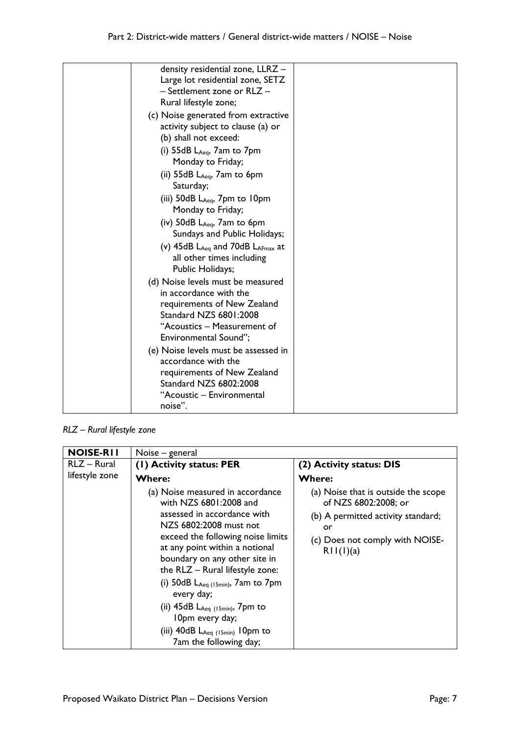| | density residential zone, LLRZ – Large lot residential zone, SETZ – Settlement zone or RLZ – Rural lifestyle zone;<br>(c) Noise generated from extractive activity subject to clause (a) or (b) shall not exceed:<br>(i) 55dB $L_{Aeq}$, 7am to 7pm Monday to Friday;<br>(ii) 55dB $L_{Aeq}$, 7am to 6pm Saturday;<br>(iii) 50dB $L_{Aeq}$, 7pm to 10pm Monday to Friday;<br>(iv) 50dB $L_{Aeq}$, 7am to 6pm Sundays and Public Holidays;<br>(v) 45dB $L_{Aeq}$ and 70dB $L_{AFmax}$ at all other times including Public Holidays;<br>(d) Noise levels must be measured in accordance with the requirements of New Zealand Standard NZS 6801:2008 "Acoustics – Measurement of Environmental Sound";<br>(e) Noise levels must be assessed in accordance with the requirements of New Zealand Standard NZS 6802:2008 "Acoustic – Environmental noise". | |
|---|---|---|

*RLZ – Rural lifestyle zone*

| **NOISE-R11** | Noise – general | |
|---|---|---|
| RLZ – Rural lifestyle zone | **(1) Activity status: PER**<br>**Where:**<br>(a) Noise measured in accordance with NZS 6801:2008 and assessed in accordance with NZS 6802:2008 must not exceed the following noise limits at any point within a notional boundary on any other site in the RLZ – Rural lifestyle zone:<br>(i) 50dB $L_{Aeq\ (15min)}$, 7am to 7pm every day;<br>(ii) 45dB $L_{Aeq\ (15min)}$, 7pm to 10pm every day;<br>(iii) 40dB $L_{Aeq\ (15min)}$ 10pm to 7am the following day; | **(2) Activity status: DIS**<br>**Where:**<br>(a) Noise that is outside the scope of NZS 6802:2008; or<br>(b) A permitted activity standard; or<br>(c) Does not comply with NOISE-R11(1)(a) |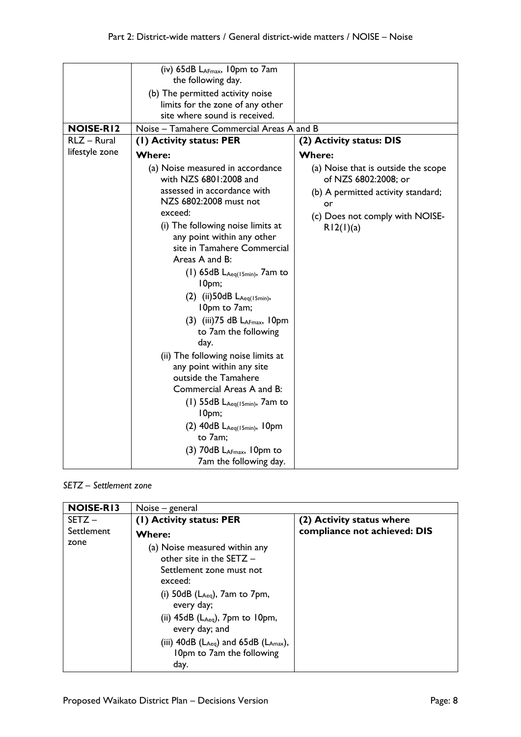| | | |
|---|---|---|
| | (iv) 65dB $L_{AFmax}$, 10pm to 7am the following day.<br>(b) The permitted activity noise limits for the zone of any other site where sound is received. | |
| **NOISE-R12** | Noise – Tamahere Commercial Areas A and B | |
| RLZ – Rural lifestyle zone | **(1) Activity status: PER**<br>**Where:**<br>(a) Noise measured in accordance with NZS 6801:2008 and assessed in accordance with NZS 6802:2008 must not exceed:<br>(i) The following noise limits at any point within any other site in Tamahere Commercial Areas A and B:<br>(1) 65dB $L_{Aeq(15min)}$, 7am to 10pm;<br>(2) (ii)50dB $L_{Aeq(15min)}$, 10pm to 7am;<br>(3) (iii)75 dB $L_{AFmax}$, 10pm to 7am the following day.<br>(ii) The following noise limits at any point within any site outside the Tamahere Commercial Areas A and B:<br>(1) 55dB $L_{Aeq(15min)}$, 7am to 10pm;<br>(2) 40dB $L_{Aeq(15min)}$, 10pm to 7am;<br>(3) 70dB $L_{AFmax}$, 10pm to 7am the following day. | **(2) Activity status: DIS**<br>**Where:**<br>(a) Noise that is outside the scope of NZS 6802:2008; or<br>(b) A permitted activity standard; or<br>(c) Does not comply with NOISE-R12(1)(a) |

*SETZ – Settlement zone*

| | | |
|---|---|---|
| **NOISE-R13** | Noise – general | |
| SETZ – Settlement zone | **(1) Activity status: PER**<br>**Where:**<br>(a) Noise measured within any other site in the SETZ – Settlement zone must not exceed:<br>(i) 50dB ($L_{Aeq}$), 7am to 7pm, every day;<br>(ii) 45dB ($L_{Aeq}$), 7pm to 10pm, every day; and<br>(iii) 40dB ($L_{Aeq}$) and 65dB ($L_{Amax}$), 10pm to 7am the following day. | **(2) Activity status where compliance not achieved: DIS** |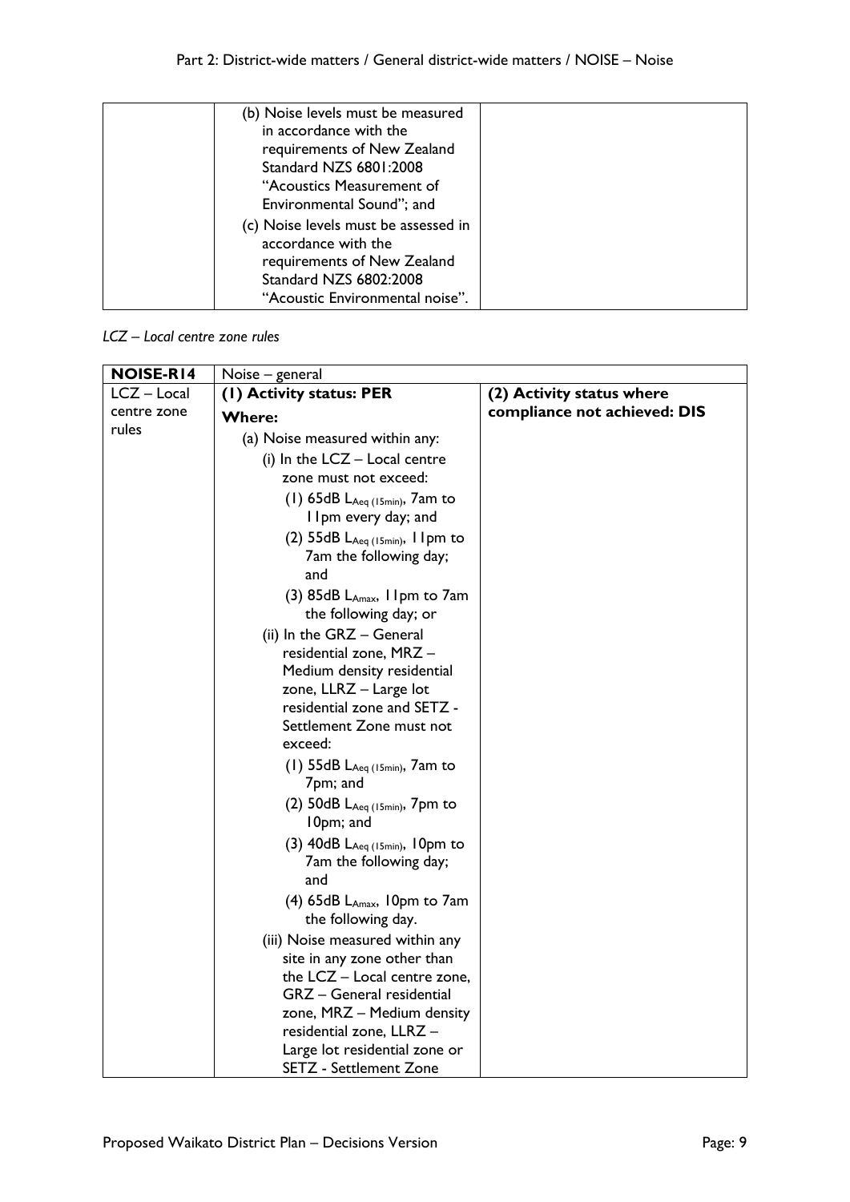| | (b) Noise levels must be measured in accordance with the requirements of New Zealand Standard NZS 6801:2008 "Acoustics Measurement of Environmental Sound"; and<br>(c) Noise levels must be assessed in accordance with the requirements of New Zealand Standard NZS 6802:2008 "Acoustic Environmental noise". | |
|---|---|---|

*LCZ – Local centre zone rules*

| **NOISE-R14** | Noise – general | |
|---|---|---|
| LCZ – Local centre zone rules | **(1) Activity status: PER**<br>**Where:**<br>(a) Noise measured within any:<br>(i) In the LCZ – Local centre zone must not exceed:<br>(1) 65dB $L_{Aeq\,(15min)}$, 7am to 11pm every day; and<br>(2) 55dB $L_{Aeq\,(15min)}$, 11pm to 7am the following day; and<br>(3) 85dB $L_{Amax}$, 11pm to 7am the following day; or<br>(ii) In the GRZ – General residential zone, MRZ – Medium density residential zone, LLRZ – Large lot residential zone and SETZ - Settlement Zone must not exceed:<br>(1) 55dB $L_{Aeq\,(15min)}$, 7am to 7pm; and<br>(2) 50dB $L_{Aeq\,(15min)}$, 7pm to 10pm; and<br>(3) 40dB $L_{Aeq\,(15min)}$, 10pm to 7am the following day; and<br>(4) 65dB $L_{Amax}$, 10pm to 7am the following day.<br>(iii) Noise measured within any site in any zone other than the LCZ – Local centre zone, GRZ – General residential zone, MRZ – Medium density residential zone, LLRZ – Large lot residential zone or SETZ - Settlement Zone | **(2) Activity status where compliance not achieved: DIS** |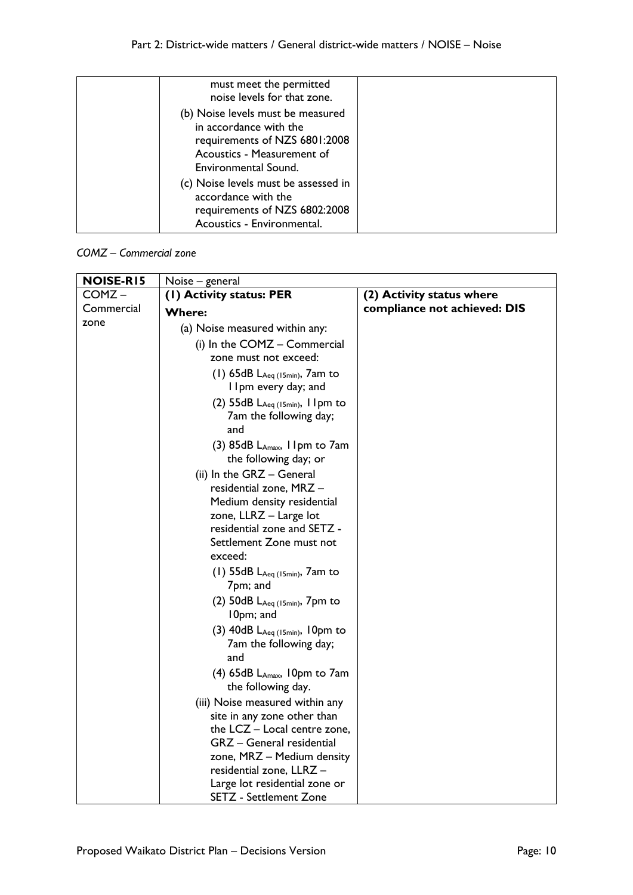| | must meet the permitted noise levels for that zone.<br>(b) Noise levels must be measured in accordance with the requirements of NZS 6801:2008 Acoustics - Measurement of Environmental Sound.<br>(c) Noise levels must be assessed in accordance with the requirements of NZS 6802:2008 Acoustics - Environmental. | |
|---|---|---|

*COMZ – Commercial zone*

| **NOISE-R15** | Noise – general | |
|---|---|---|
| COMZ – Commercial zone | **(1) Activity status: PER**<br>**Where:**<br>(a) Noise measured within any:<br>(i) In the COMZ – Commercial zone must not exceed:<br>(1) 65dB $L_{Aeq\,(15min)}$, 7am to 11pm every day; and<br>(2) 55dB $L_{Aeq\,(15min)}$, 11pm to 7am the following day; and<br>(3) 85dB $L_{Amax}$, 11pm to 7am the following day; or<br>(ii) In the GRZ – General residential zone, MRZ – Medium density residential zone, LLRZ – Large lot residential zone and SETZ - Settlement Zone must not exceed:<br>(1) 55dB $L_{Aeq\,(15min)}$, 7am to 7pm; and<br>(2) 50dB $L_{Aeq\,(15min)}$, 7pm to 10pm; and<br>(3) 40dB $L_{Aeq\,(15min)}$, 10pm to 7am the following day; and<br>(4) 65dB $L_{Amax}$, 10pm to 7am the following day.<br>(iii) Noise measured within any site in any zone other than the LCZ – Local centre zone, GRZ – General residential zone, MRZ – Medium density residential zone, LLRZ – Large lot residential zone or SETZ - Settlement Zone | **(2) Activity status where compliance not achieved: DIS** |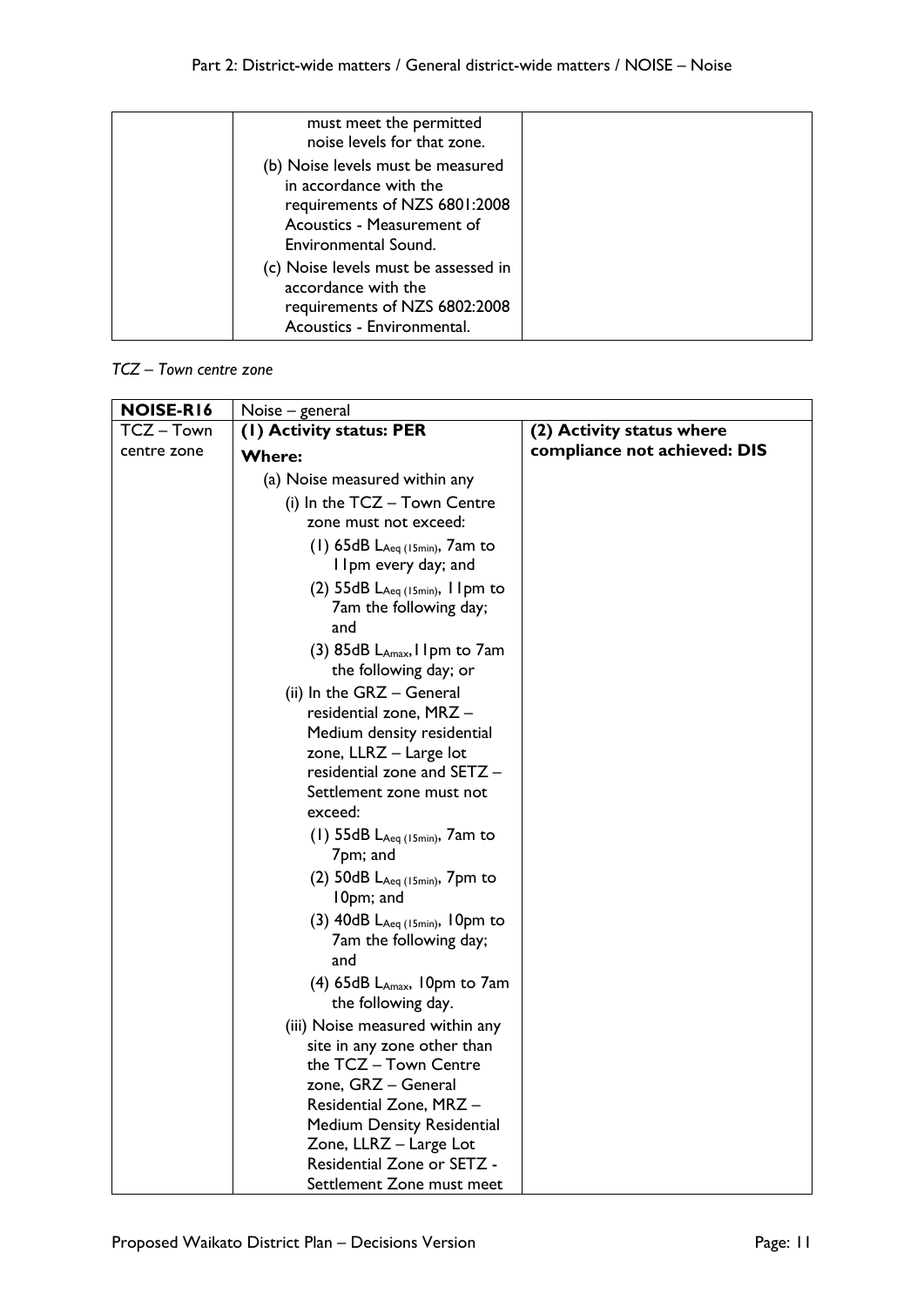| | must meet the permitted noise levels for that zone.<br>(b) Noise levels must be measured in accordance with the requirements of NZS 6801:2008 Acoustics - Measurement of Environmental Sound.<br>(c) Noise levels must be assessed in accordance with the requirements of NZS 6802:2008 Acoustics - Environmental. | |
|---|---|---|

*TCZ – Town centre zone*

| **NOISE-R16** | Noise – general | |
|---|---|---|
| TCZ – Town centre zone | **(1) Activity status: PER**<br>**Where:**<br>(a) Noise measured within any<br>(i) In the TCZ – Town Centre zone must not exceed:<br>(1) 65dB $L_{Aeq\ (15min)}$, 7am to 11pm every day; and<br>(2) 55dB $L_{Aeq\ (15min)}$, 11pm to 7am the following day; and<br>(3) 85dB $L_{Amax}$, 11pm to 7am the following day; or<br>(ii) In the GRZ – General residential zone, MRZ – Medium density residential zone, LLRZ – Large lot residential zone and SETZ – Settlement zone must not exceed:<br>(1) 55dB $L_{Aeq\ (15min)}$, 7am to 7pm; and<br>(2) 50dB $L_{Aeq\ (15min)}$, 7pm to 10pm; and<br>(3) 40dB $L_{Aeq\ (15min)}$, 10pm to 7am the following day; and<br>(4) 65dB $L_{Amax}$, 10pm to 7am the following day.<br>(iii) Noise measured within any site in any zone other than the TCZ – Town Centre zone, GRZ – General Residential Zone, MRZ – Medium Density Residential Zone, LLRZ – Large Lot Residential Zone or SETZ - Settlement Zone must meet | **(2) Activity status where compliance not achieved: DIS** |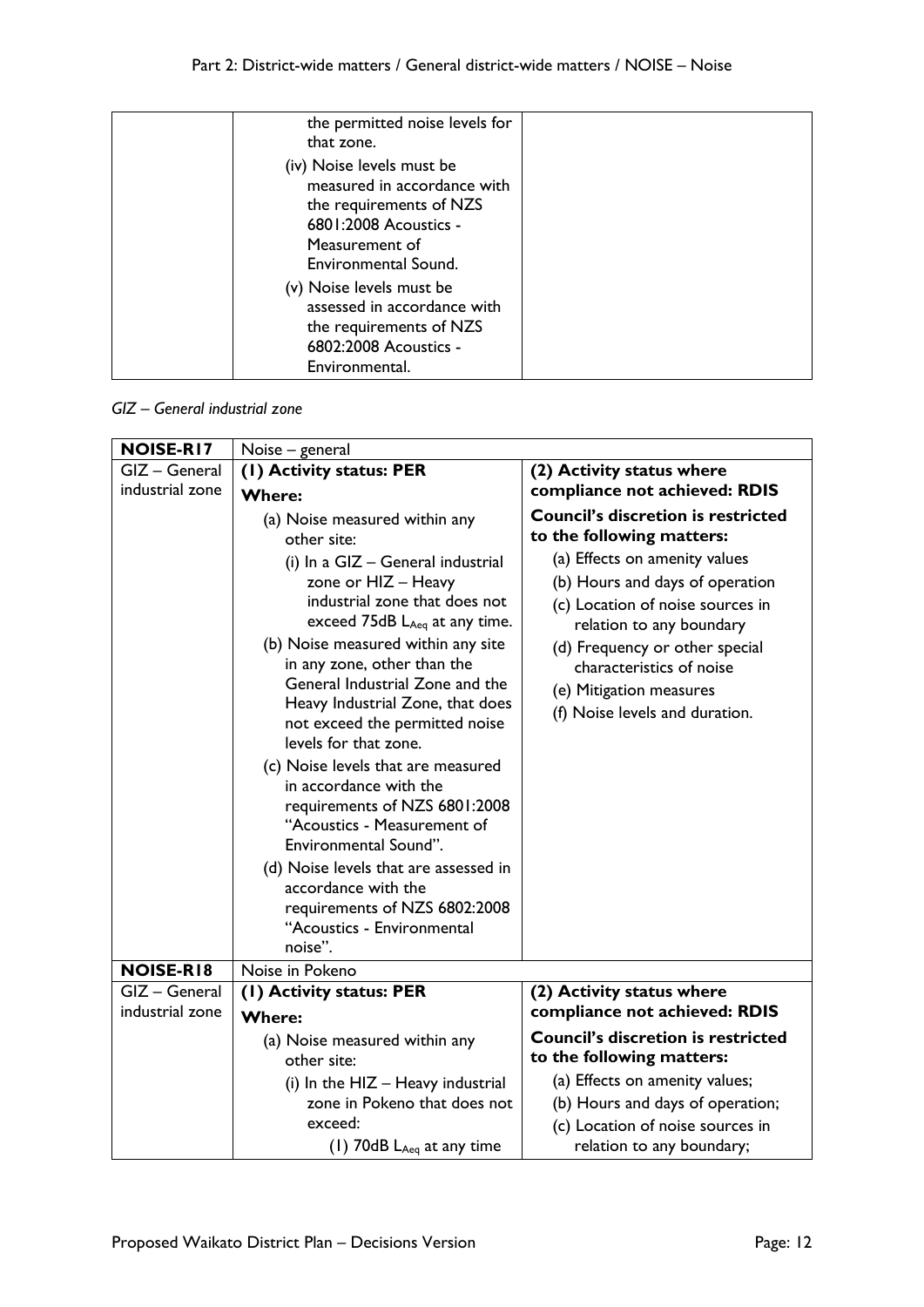| | | |
|---|---|---|
| | the permitted noise levels for that zone.<br>(iv) Noise levels must be measured in accordance with the requirements of NZS 6801:2008 Acoustics - Measurement of Environmental Sound.<br>(v) Noise levels must be assessed in accordance with the requirements of NZS 6802:2008 Acoustics - Environmental. | |

*GIZ – General industrial zone*

| **NOISE-R17** | Noise – general | |
|---|---|---|
| GIZ – General industrial zone | **(1) Activity status: PER**<br>**Where:**<br>(a) Noise measured within any other site:<br>(i) In a GIZ – General industrial zone or HIZ – Heavy industrial zone that does not exceed 75dB $L_{Aeq}$ at any time.<br>(b) Noise measured within any site in any zone, other than the General Industrial Zone and the Heavy Industrial Zone, that does not exceed the permitted noise levels for that zone.<br>(c) Noise levels that are measured in accordance with the requirements of NZS 6801:2008 "Acoustics - Measurement of Environmental Sound".<br>(d) Noise levels that are assessed in accordance with the requirements of NZS 6802:2008 "Acoustics - Environmental noise". | **(2) Activity status where compliance not achieved: RDIS**<br>**Council's discretion is restricted to the following matters:**<br>(a) Effects on amenity values<br>(b) Hours and days of operation<br>(c) Location of noise sources in relation to any boundary<br>(d) Frequency or other special characteristics of noise<br>(e) Mitigation measures<br>(f) Noise levels and duration. |
| **NOISE-R18** | Noise in Pokeno | |
| GIZ – General industrial zone | **(1) Activity status: PER**<br>**Where:**<br>(a) Noise measured within any other site:<br>(i) In the HIZ – Heavy industrial zone in Pokeno that does not exceed:<br>(1) 70dB $L_{Aeq}$ at any time | **(2) Activity status where compliance not achieved: RDIS**<br>**Council's discretion is restricted to the following matters:**<br>(a) Effects on amenity values;<br>(b) Hours and days of operation;<br>(c) Location of noise sources in relation to any boundary; |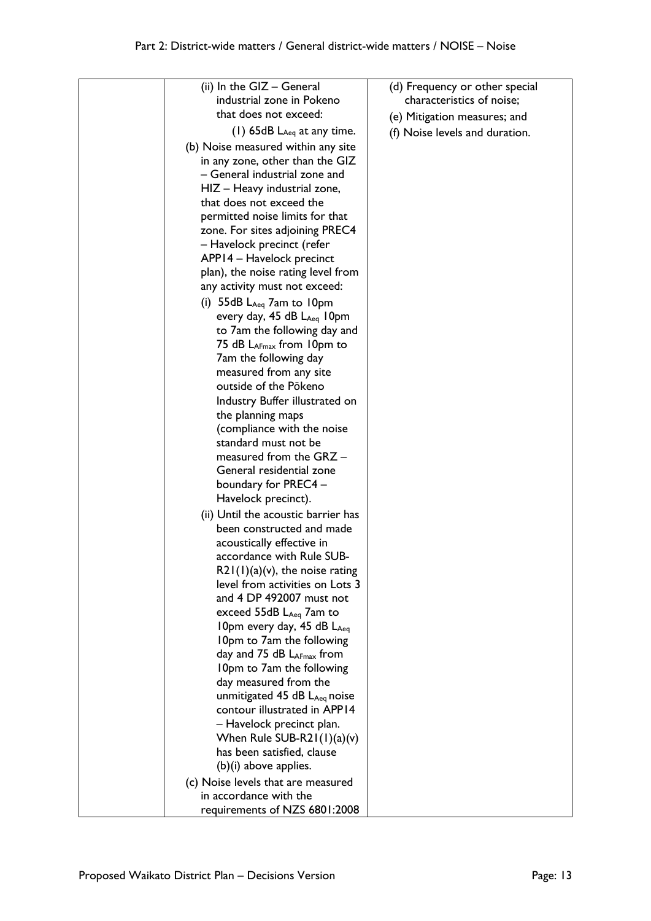| | | |
|---|---|---|
| | (ii) In the GIZ – General industrial zone in Pokeno that does not exceed:<br>(1) 65dB $L_{Aeq}$ at any time.<br>(b) Noise measured within any site in any zone, other than the GIZ – General industrial zone and HIZ – Heavy industrial zone, that does not exceed the permitted noise limits for that zone. For sites adjoining PREC4 – Havelock precinct (refer APP14 – Havelock precinct plan), the noise rating level from any activity must not exceed:<br>(i) 55dB $L_{Aeq}$ 7am to 10pm every day, 45 dB $L_{Aeq}$ 10pm to 7am the following day and 75 dB $L_{AFmax}$ from 10pm to 7am the following day measured from any site outside of the Pōkeno Industry Buffer illustrated on the planning maps (compliance with the noise standard must not be measured from the GRZ – General residential zone boundary for PREC4 – Havelock precinct).<br>(ii) Until the acoustic barrier has been constructed and made acoustically effective in accordance with Rule SUB-R21(1)(a)(v), the noise rating level from activities on Lots 3 and 4 DP 492007 must not exceed 55dB $L_{Aeq}$ 7am to 10pm every day, 45 dB $L_{Aeq}$ 10pm to 7am the following day and 75 dB $L_{AFmax}$ from 10pm to 7am the following day measured from the unmitigated 45 dB $L_{Aeq}$ noise contour illustrated in APP14 – Havelock precinct plan. When Rule SUB-R21(1)(a)(v) has been satisfied, clause (b)(i) above applies.<br>(c) Noise levels that are measured in accordance with the requirements of NZS 6801:2008 | (d) Frequency or other special characteristics of noise;<br>(e) Mitigation measures; and<br>(f) Noise levels and duration. |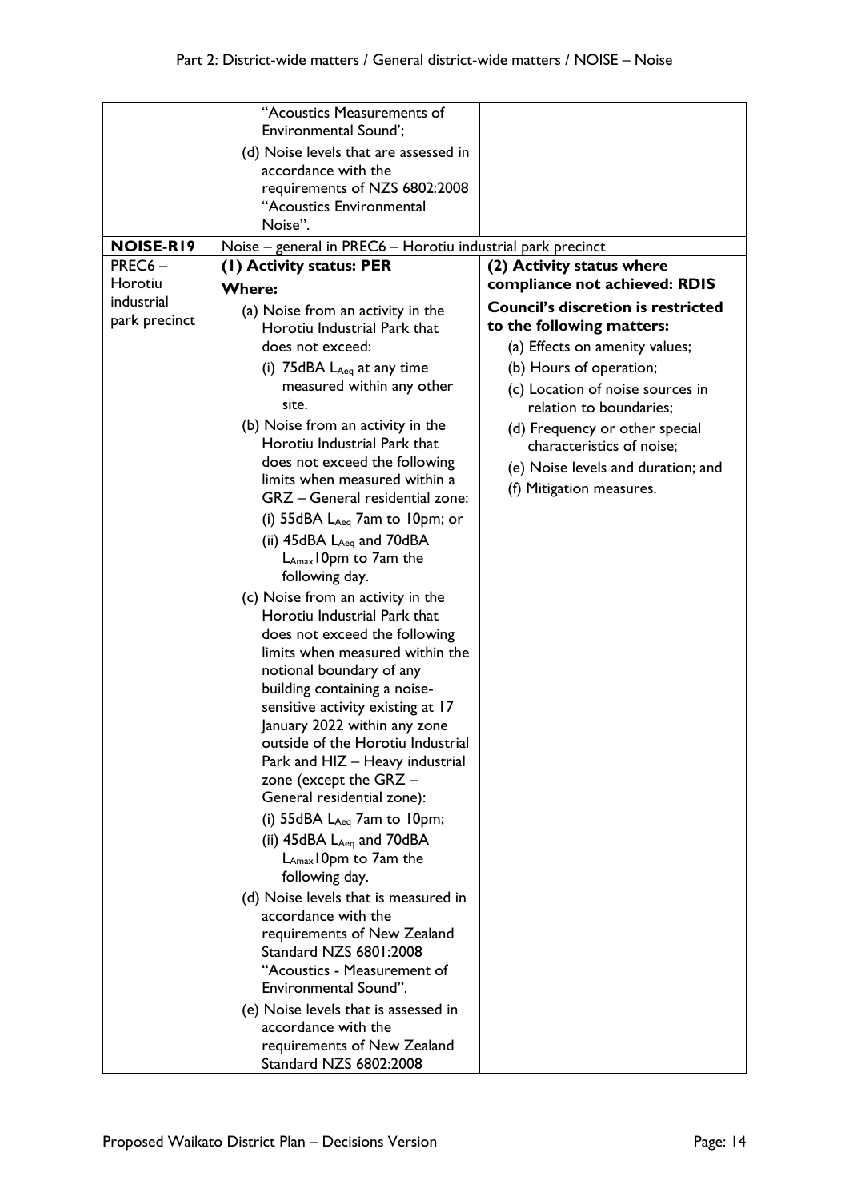| | | |
|---|---|---|
| | "Acoustics Measurements of Environmental Sound';<br>(d) Noise levels that are assessed in accordance with the requirements of NZS 6802:2008 "Acoustics Environmental Noise". | |
| **NOISE-R19** | Noise – general in PREC6 – Horotiu industrial park precinct | |
| PREC6 – Horotiu industrial park precinct | **(1) Activity status: PER**<br>**Where:**<br>(a) Noise from an activity in the Horotiu Industrial Park that does not exceed:<br>(i) 75dBA $L_{Aeq}$ at any time measured within any other site.<br>(b) Noise from an activity in the Horotiu Industrial Park that does not exceed the following limits when measured within a GRZ – General residential zone:<br>(i) 55dBA $L_{Aeq}$ 7am to 10pm; or<br>(ii) 45dBA $L_{Aeq}$ and 70dBA $L_{Amax}$ 10pm to 7am the following day.<br>(c) Noise from an activity in the Horotiu Industrial Park that does not exceed the following limits when measured within the notional boundary of any building containing a noise-sensitive activity existing at 17 January 2022 within any zone outside of the Horotiu Industrial Park and HIZ – Heavy industrial zone (except the GRZ – General residential zone):<br>(i) 55dBA $L_{Aeq}$ 7am to 10pm;<br>(ii) 45dBA $L_{Aeq}$ and 70dBA $L_{Amax}$ 10pm to 7am the following day.<br>(d) Noise levels that is measured in accordance with the requirements of New Zealand Standard NZS 6801:2008 "Acoustics - Measurement of Environmental Sound".<br>(e) Noise levels that is assessed in accordance with the requirements of New Zealand Standard NZS 6802:2008 | **(2) Activity status where compliance not achieved: RDIS**<br>**Council's discretion is restricted to the following matters:**<br>(a) Effects on amenity values;<br>(b) Hours of operation;<br>(c) Location of noise sources in relation to boundaries;<br>(d) Frequency or other special characteristics of noise;<br>(e) Noise levels and duration; and<br>(f) Mitigation measures. |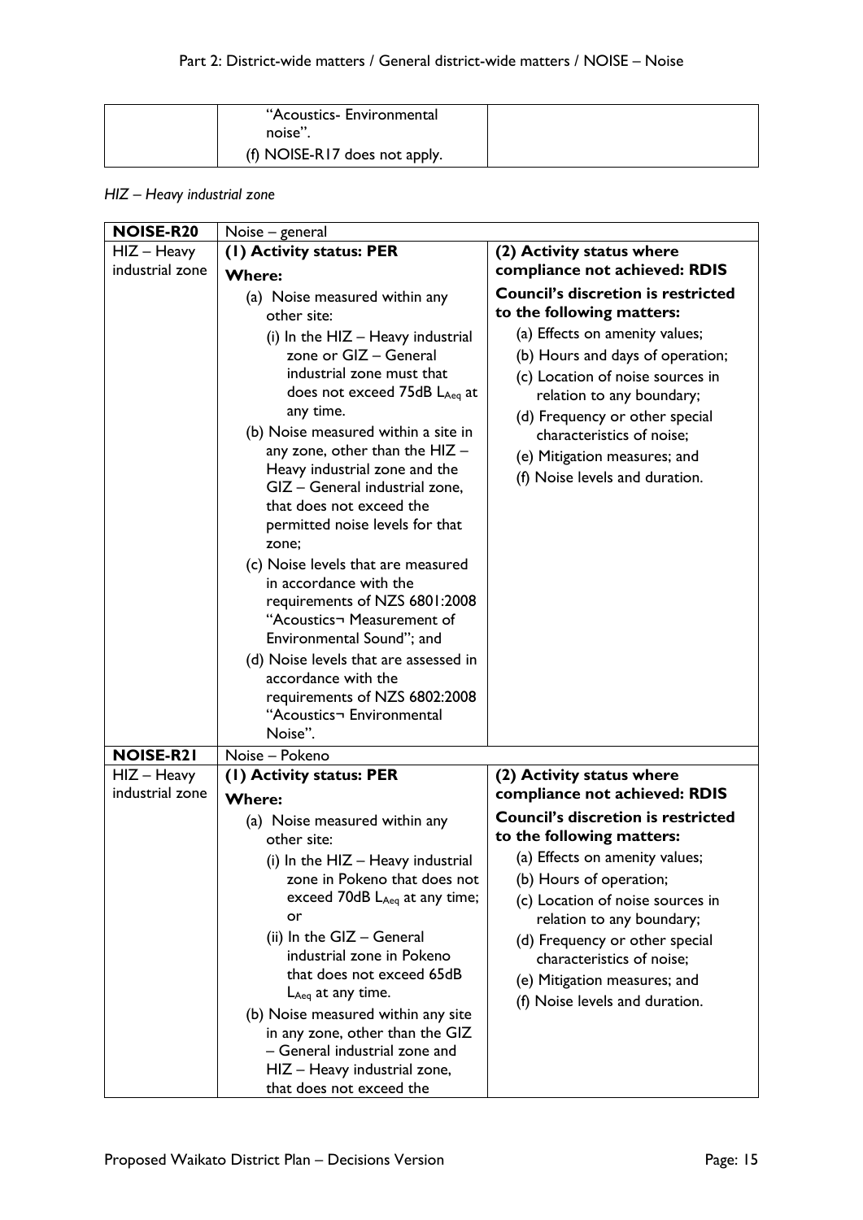| | "Acoustics- Environmental noise".<br>(f) NOISE-R17 does not apply. | |
|---|---|---|

*HIZ – Heavy industrial zone*

| **NOISE-R20** | Noise – general | |
|---|---|---|
| HIZ – Heavy industrial zone | **(1) Activity status: PER**<br>**Where:**<br>(a) Noise measured within any other site:<br>(i) In the HIZ – Heavy industrial zone or GIZ – General industrial zone must that does not exceed 75dB $L_{Aeq}$ at any time.<br>(b) Noise measured within a site in any zone, other than the HIZ – Heavy industrial zone and the GIZ – General industrial zone, that does not exceed the permitted noise levels for that zone;<br>(c) Noise levels that are measured in accordance with the requirements of NZS 6801:2008 "Acoustics¬ Measurement of Environmental Sound"; and<br>(d) Noise levels that are assessed in accordance with the requirements of NZS 6802:2008 "Acoustics¬ Environmental Noise". | **(2) Activity status where compliance not achieved: RDIS**<br>**Council's discretion is restricted to the following matters:**<br>(a) Effects on amenity values;<br>(b) Hours and days of operation;<br>(c) Location of noise sources in relation to any boundary;<br>(d) Frequency or other special characteristics of noise;<br>(e) Mitigation measures; and<br>(f) Noise levels and duration. |
| **NOISE-R21** | Noise – Pokeno | |
| HIZ – Heavy industrial zone | **(1) Activity status: PER**<br>**Where:**<br>(a) Noise measured within any other site:<br>(i) In the HIZ – Heavy industrial zone in Pokeno that does not exceed 70dB $L_{Aeq}$ at any time; or<br>(ii) In the GIZ – General industrial zone in Pokeno that does not exceed 65dB $L_{Aeq}$ at any time.<br>(b) Noise measured within any site in any zone, other than the GIZ – General industrial zone and HIZ – Heavy industrial zone, that does not exceed the | **(2) Activity status where compliance not achieved: RDIS**<br>**Council's discretion is restricted to the following matters:**<br>(a) Effects on amenity values;<br>(b) Hours of operation;<br>(c) Location of noise sources in relation to any boundary;<br>(d) Frequency or other special characteristics of noise;<br>(e) Mitigation measures; and<br>(f) Noise levels and duration. |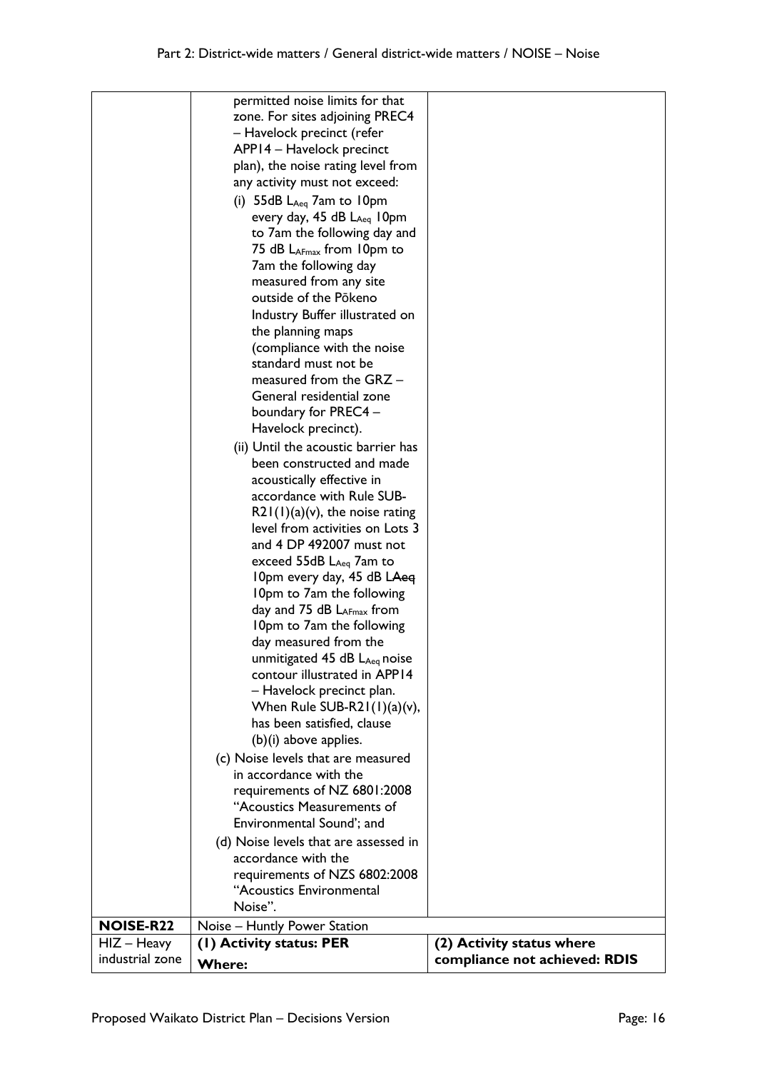| | | |
|---|---|---|
| | permitted noise limits for that zone. For sites adjoining PREC4 – Havelock precinct (refer APP14 – Havelock precinct plan), the noise rating level from any activity must not exceed:<br>(i) 55dB $L_{Aeq}$ 7am to 10pm every day, 45 dB $L_{Aeq}$ 10pm to 7am the following day and 75 dB $L_{AFmax}$ from 10pm to 7am the following day measured from any site outside of the Pōkeno Industry Buffer illustrated on the planning maps (compliance with the noise standard must not be measured from the GRZ – General residential zone boundary for PREC4 – Havelock precinct).<br>(ii) Until the acoustic barrier has been constructed and made acoustically effective in accordance with Rule SUB-R21(1)(a)(v), the noise rating level from activities on Lots 3 and 4 DP 492007 must not exceed 55dB $L_{Aeq}$ 7am to 10pm every day, 45 dB ~~LAeq~~ 10pm to 7am the following day and 75 dB $L_{AFmax}$ from 10pm to 7am the following day measured from the unmitigated 45 dB $L_{Aeq}$ noise contour illustrated in APP14 – Havelock precinct plan. When Rule SUB-R21(1)(a)(v), has been satisfied, clause (b)(i) above applies.<br>(c) Noise levels that are measured in accordance with the requirements of NZ 6801:2008 "Acoustics Measurements of Environmental Sound'; and<br>(d) Noise levels that are assessed in accordance with the requirements of NZS 6802:2008 "Acoustics Environmental Noise". | |
| **NOISE-R22** | Noise – Huntly Power Station | |
| HIZ – Heavy industrial zone | **(1) Activity status: PER**<br>**Where:** | **(2) Activity status where compliance not achieved: RDIS** |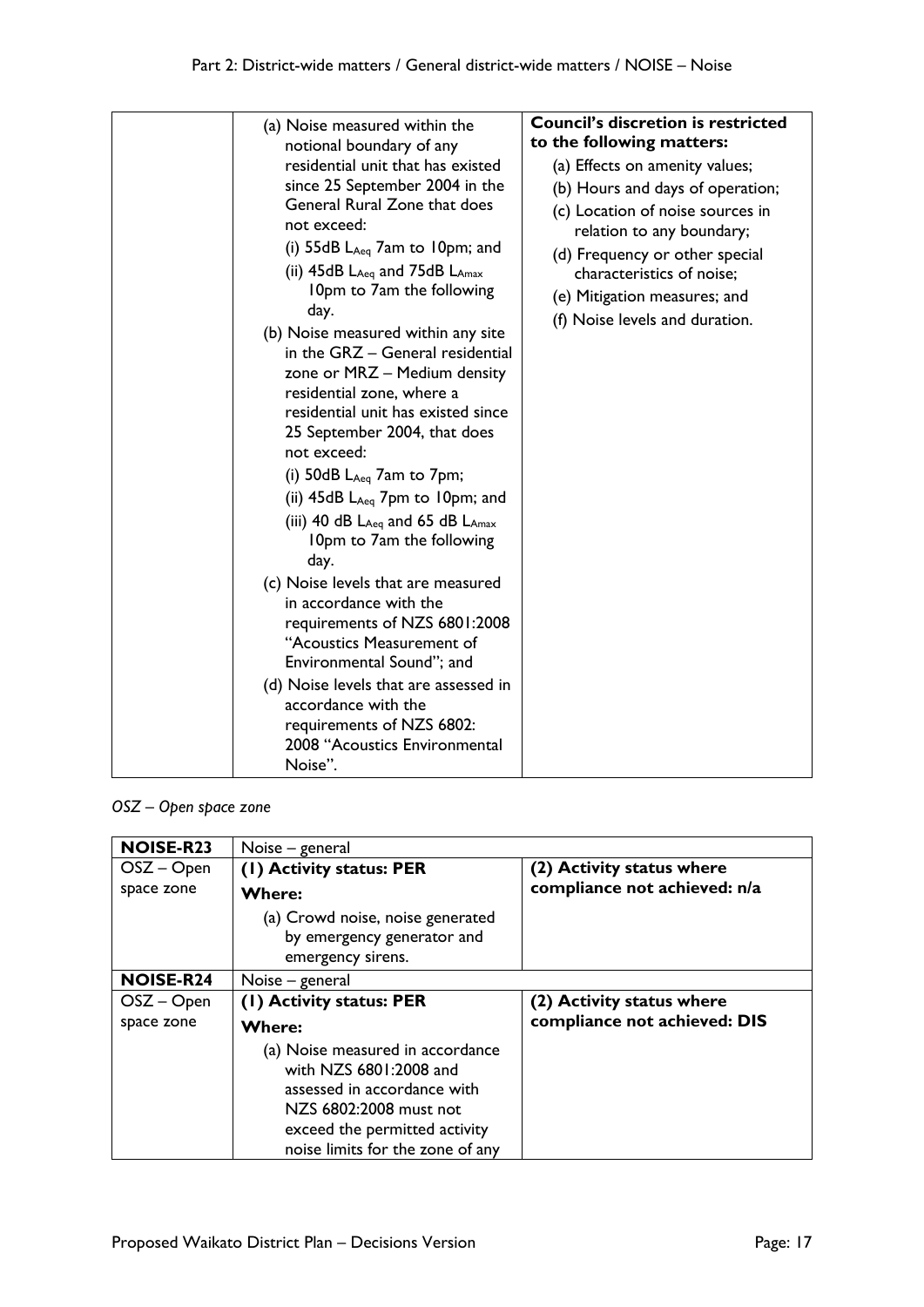| | | |
|---|---|---|
| | (a) Noise measured within the notional boundary of any residential unit that has existed since 25 September 2004 in the General Rural Zone that does not exceed:<br>(i) 55dB $L_{Aeq}$ 7am to 10pm; and<br>(ii) 45dB $L_{Aeq}$ and 75dB $L_{Amax}$ 10pm to 7am the following day.<br>(b) Noise measured within any site in the GRZ – General residential zone or MRZ – Medium density residential zone, where a residential unit has existed since 25 September 2004, that does not exceed:<br>(i) 50dB $L_{Aeq}$ 7am to 7pm;<br>(ii) 45dB $L_{Aeq}$ 7pm to 10pm; and<br>(iii) 40 dB $L_{Aeq}$ and 65 dB $L_{Amax}$ 10pm to 7am the following day.<br>(c) Noise levels that are measured in accordance with the requirements of NZS 6801:2008 "Acoustics Measurement of Environmental Sound"; and<br>(d) Noise levels that are assessed in accordance with the requirements of NZS 6802: 2008 "Acoustics Environmental Noise". | **Council's discretion is restricted to the following matters:**<br>(a) Effects on amenity values;<br>(b) Hours and days of operation;<br>(c) Location of noise sources in relation to any boundary;<br>(d) Frequency or other special characteristics of noise;<br>(e) Mitigation measures; and<br>(f) Noise levels and duration. |

*OSZ – Open space zone*

| **NOISE-R23** | Noise – general | |
|---|---|---|
| OSZ – Open space zone | **(1) Activity status: PER**<br>**Where:**<br>(a) Crowd noise, noise generated by emergency generator and emergency sirens. | **(2) Activity status where compliance not achieved: n/a** |
| **NOISE-R24** | Noise – general | |
| OSZ – Open space zone | **(1) Activity status: PER**<br>**Where:**<br>(a) Noise measured in accordance with NZS 6801:2008 and assessed in accordance with NZS 6802:2008 must not exceed the permitted activity noise limits for the zone of any | **(2) Activity status where compliance not achieved: DIS** |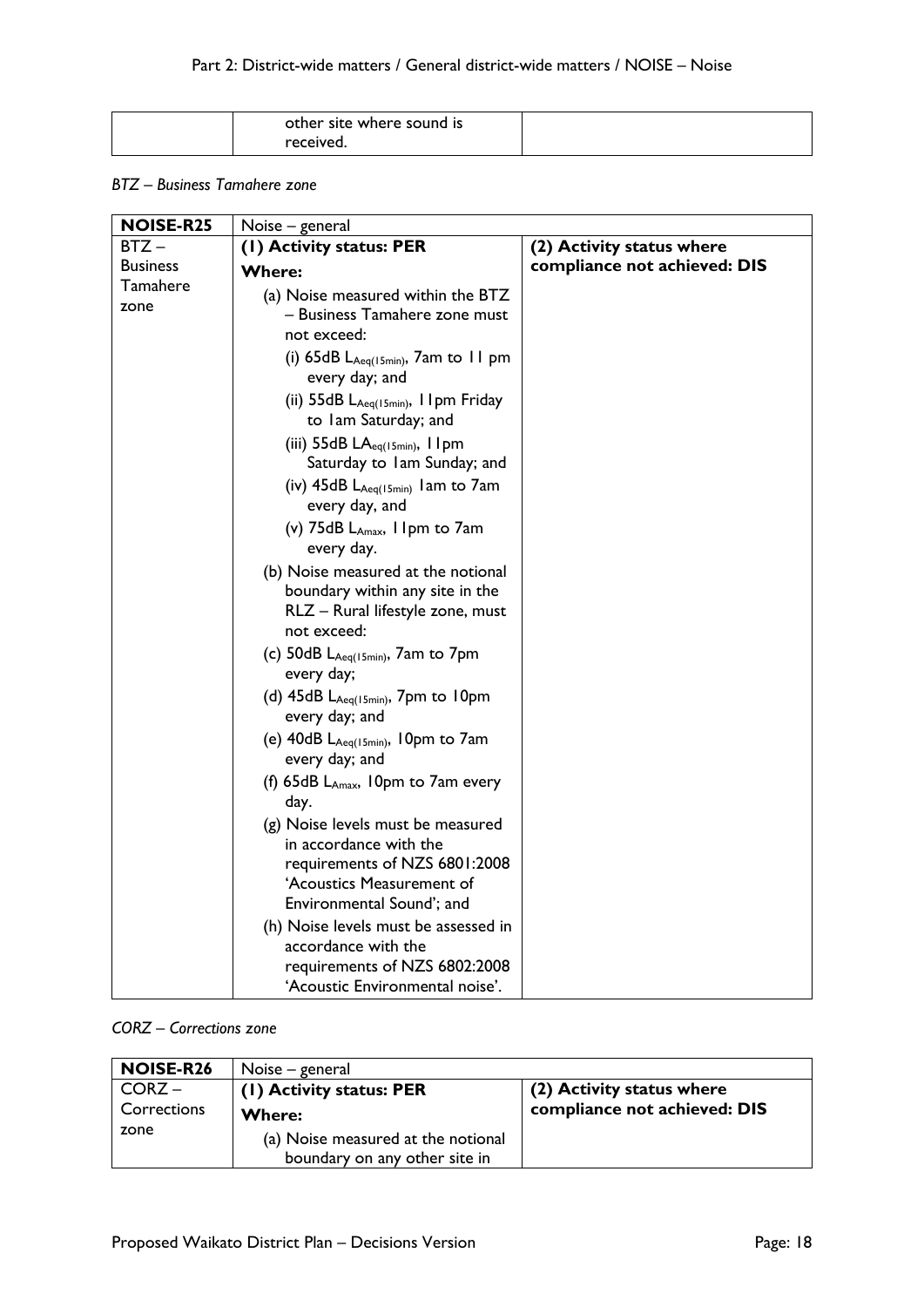| | other site where sound is received. | |
|---|---|---|

*BTZ – Business Tamahere zone*

| **NOISE-R25** | Noise – general | |
|---|---|---|
| BTZ – Business Tamahere zone | **(1) Activity status: PER**<br>**Where:**<br>(a) Noise measured within the BTZ – Business Tamahere zone must not exceed:<br>(i) 65dB $L_{Aeq(15min)}$, 7am to 11 pm every day; and<br>(ii) 55dB $L_{Aeq(15min)}$, 11pm Friday to 1am Saturday; and<br>(iii) 55dB $LA_{eq(15min)}$, 11pm Saturday to 1am Sunday; and<br>(iv) 45dB $L_{Aeq(15min)}$ 1am to 7am every day, and<br>(v) 75dB $L_{Amax}$, 11pm to 7am every day.<br>(b) Noise measured at the notional boundary within any site in the RLZ – Rural lifestyle zone, must not exceed:<br>(c) 50dB $L_{Aeq(15min)}$, 7am to 7pm every day;<br>(d) 45dB $L_{Aeq(15min)}$, 7pm to 10pm every day; and<br>(e) 40dB $L_{Aeq(15min)}$, 10pm to 7am every day; and<br>(f) 65dB $L_{Amax}$, 10pm to 7am every day.<br>(g) Noise levels must be measured in accordance with the requirements of NZS 6801:2008 'Acoustics Measurement of Environmental Sound'; and<br>(h) Noise levels must be assessed in accordance with the requirements of NZS 6802:2008 'Acoustic Environmental noise'. | **(2) Activity status where compliance not achieved: DIS** |

*CORZ – Corrections zone*

| **NOISE-R26** | Noise – general | |
|---|---|---|
| CORZ – Corrections zone | **(1) Activity status: PER**<br>**Where:**<br>(a) Noise measured at the notional boundary on any other site in | **(2) Activity status where compliance not achieved: DIS** |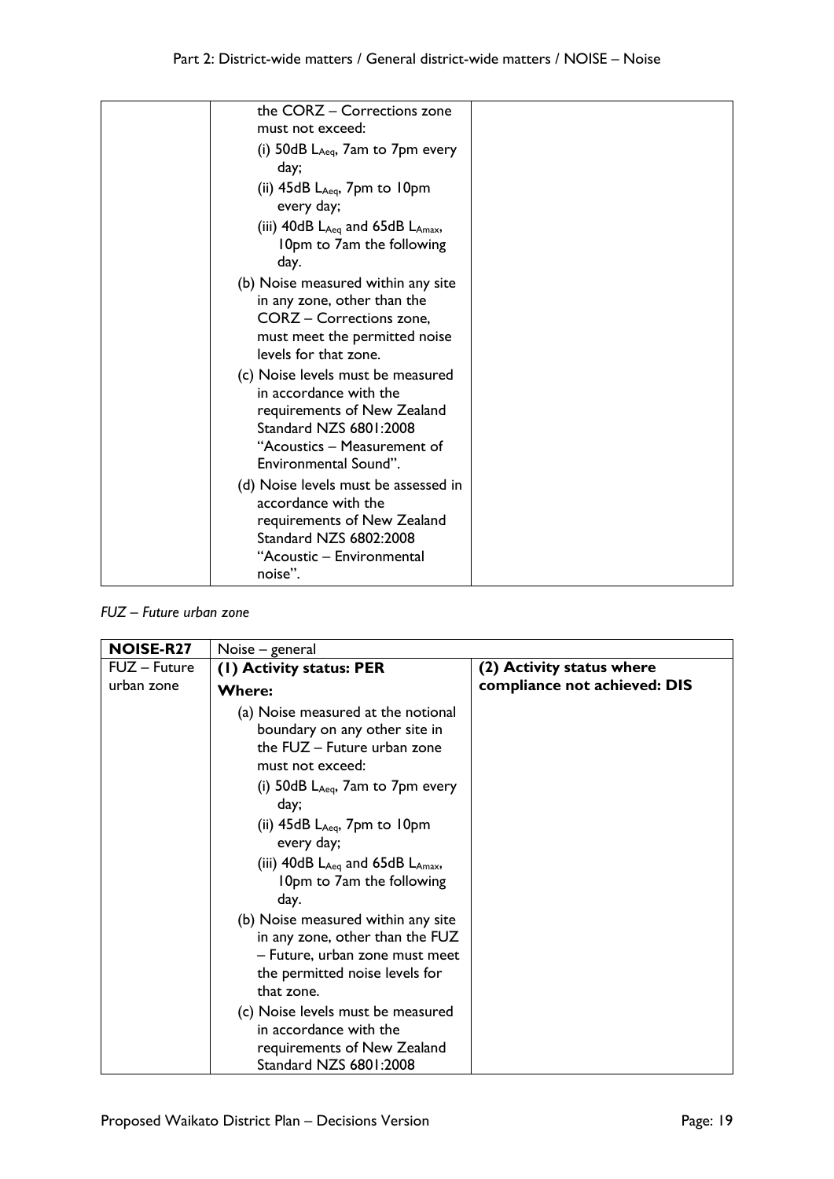| | | |
|---|---|---|
| | the CORZ – Corrections zone must not exceed:<br>(i) 50dB $L_{Aeq}$, 7am to 7pm every day;<br>(ii) 45dB $L_{Aeq}$, 7pm to 10pm every day;<br>(iii) 40dB $L_{Aeq}$ and 65dB $L_{Amax}$, 10pm to 7am the following day.<br>(b) Noise measured within any site in any zone, other than the CORZ – Corrections zone, must meet the permitted noise levels for that zone.<br>(c) Noise levels must be measured in accordance with the requirements of New Zealand Standard NZS 6801:2008 "Acoustics – Measurement of Environmental Sound".<br>(d) Noise levels must be assessed in accordance with the requirements of New Zealand Standard NZS 6802:2008 "Acoustic – Environmental noise". | |

*FUZ – Future urban zone*

| **NOISE-R27** | Noise – general | |
|---|---|---|
| FUZ – Future urban zone | **(1) Activity status: PER**<br>**Where:**<br>(a) Noise measured at the notional boundary on any other site in the FUZ – Future urban zone must not exceed:<br>(i) 50dB $L_{Aeq}$, 7am to 7pm every day;<br>(ii) 45dB $L_{Aeq}$, 7pm to 10pm every day;<br>(iii) 40dB $L_{Aeq}$ and 65dB $L_{Amax}$, 10pm to 7am the following day.<br>(b) Noise measured within any site in any zone, other than the FUZ – Future, urban zone must meet the permitted noise levels for that zone.<br>(c) Noise levels must be measured in accordance with the requirements of New Zealand Standard NZS 6801:2008 | **(2) Activity status where compliance not achieved: DIS** |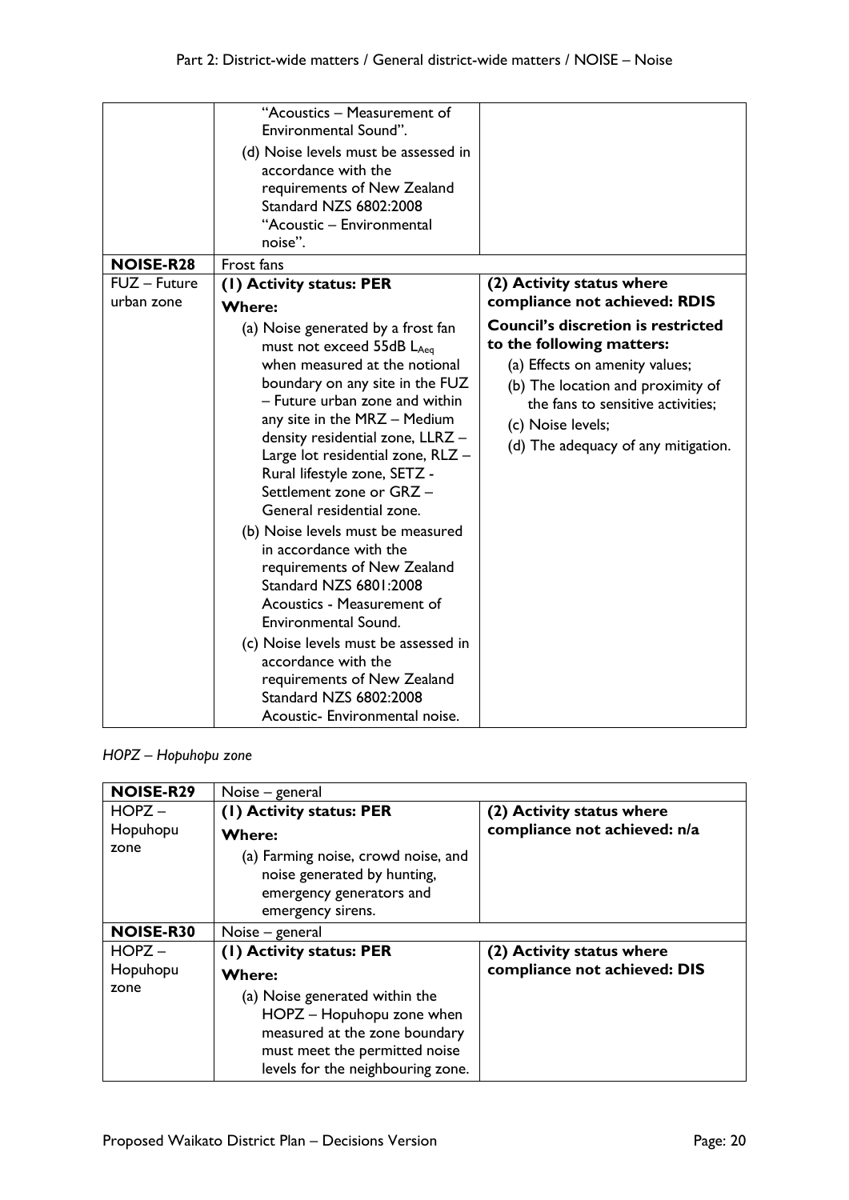| | | |
|---|---|---|
| | "Acoustics – Measurement of Environmental Sound".<br>(d) Noise levels must be assessed in accordance with the requirements of New Zealand Standard NZS 6802:2008 "Acoustic – Environmental noise". | |
| **NOISE-R28** | Frost fans | |
| FUZ – Future urban zone | **(1) Activity status: PER**<br>**Where:**<br>(a) Noise generated by a frost fan must not exceed 55dB $L_{Aeq}$ when measured at the notional boundary on any site in the FUZ – Future urban zone and within any site in the MRZ – Medium density residential zone, LLRZ – Large lot residential zone, RLZ – Rural lifestyle zone, SETZ - Settlement zone or GRZ – General residential zone.<br>(b) Noise levels must be measured in accordance with the requirements of New Zealand Standard NZS 6801:2008 Acoustics - Measurement of Environmental Sound.<br>(c) Noise levels must be assessed in accordance with the requirements of New Zealand Standard NZS 6802:2008 Acoustic- Environmental noise. | **(2) Activity status where compliance not achieved: RDIS**<br>**Council's discretion is restricted to the following matters:**<br>(a) Effects on amenity values;<br>(b) The location and proximity of the fans to sensitive activities;<br>(c) Noise levels;<br>(d) The adequacy of any mitigation. |

*HOPZ – Hopuhopu zone*

| | | |
|---|---|---|
| **NOISE-R29** | Noise – general | |
| HOPZ – Hopuhopu zone | **(1) Activity status: PER**<br>**Where:**<br>(a) Farming noise, crowd noise, and noise generated by hunting, emergency generators and emergency sirens. | **(2) Activity status where compliance not achieved: n/a** |
| **NOISE-R30** | Noise – general | |
| HOPZ – Hopuhopu zone | **(1) Activity status: PER**<br>**Where:**<br>(a) Noise generated within the HOPZ – Hopuhopu zone when measured at the zone boundary must meet the permitted noise levels for the neighbouring zone. | **(2) Activity status where compliance not achieved: DIS** |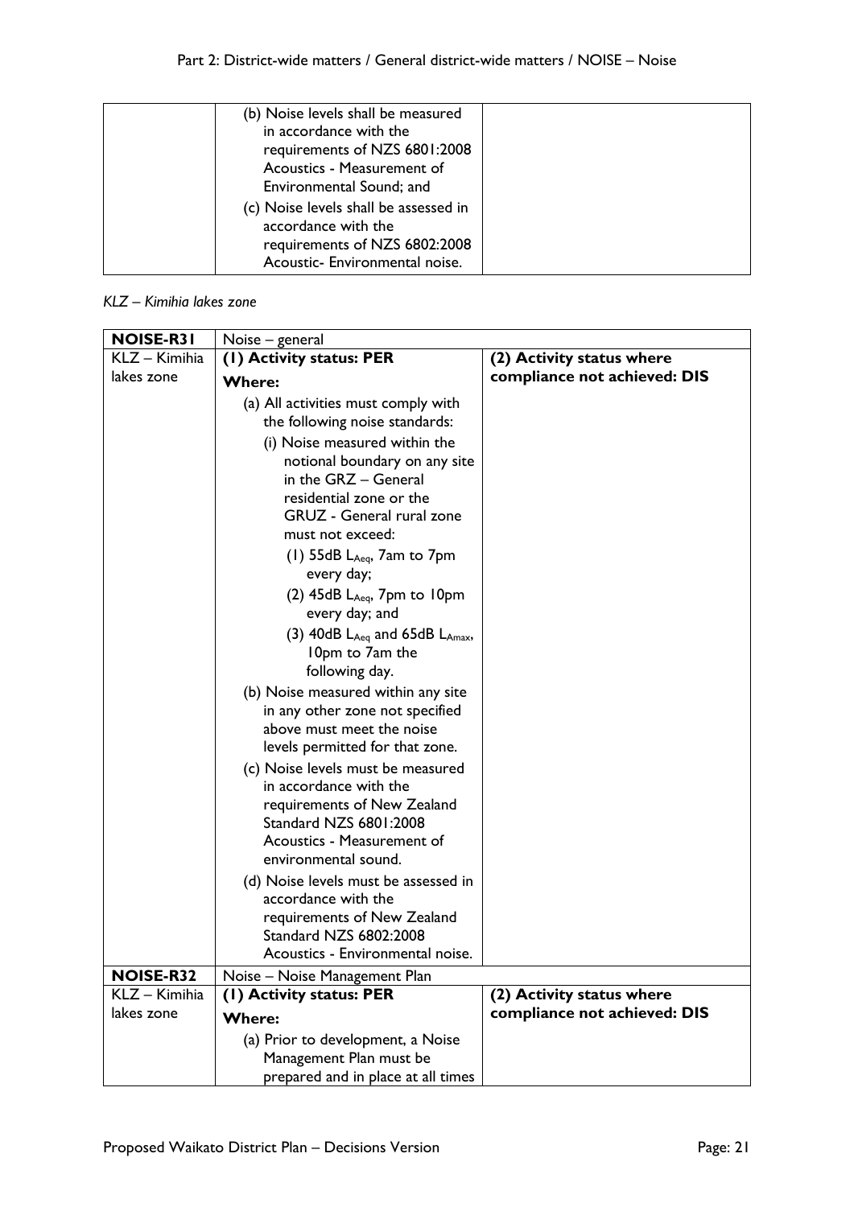| | (b) Noise levels shall be measured in accordance with the requirements of NZS 6801:2008 Acoustics - Measurement of Environmental Sound; and<br>(c) Noise levels shall be assessed in accordance with the requirements of NZS 6802:2008 Acoustic- Environmental noise. | |
|---|---|---|

*KLZ – Kimihia lakes zone*

| **NOISE-R31** | Noise – general | |
|---|---|---|
| KLZ – Kimihia lakes zone | **(1) Activity status: PER**<br>**Where:**<br>(a) All activities must comply with the following noise standards:<br>(i) Noise measured within the notional boundary on any site in the GRZ – General residential zone or the GRUZ - General rural zone must not exceed:<br>(1) 55dB $L_{Aeq}$, 7am to 7pm every day;<br>(2) 45dB $L_{Aeq}$, 7pm to 10pm every day; and<br>(3) 40dB $L_{Aeq}$ and 65dB $L_{Amax}$, 10pm to 7am the following day.<br>(b) Noise measured within any site in any other zone not specified above must meet the noise levels permitted for that zone.<br>(c) Noise levels must be measured in accordance with the requirements of New Zealand Standard NZS 6801:2008 Acoustics - Measurement of environmental sound.<br>(d) Noise levels must be assessed in accordance with the requirements of New Zealand Standard NZS 6802:2008 Acoustics - Environmental noise. | **(2) Activity status where compliance not achieved: DIS** |
| **NOISE-R32** | Noise – Noise Management Plan | |
| KLZ – Kimihia lakes zone | **(1) Activity status: PER**<br>**Where:**<br>(a) Prior to development, a Noise Management Plan must be prepared and in place at all times | **(2) Activity status where compliance not achieved: DIS** |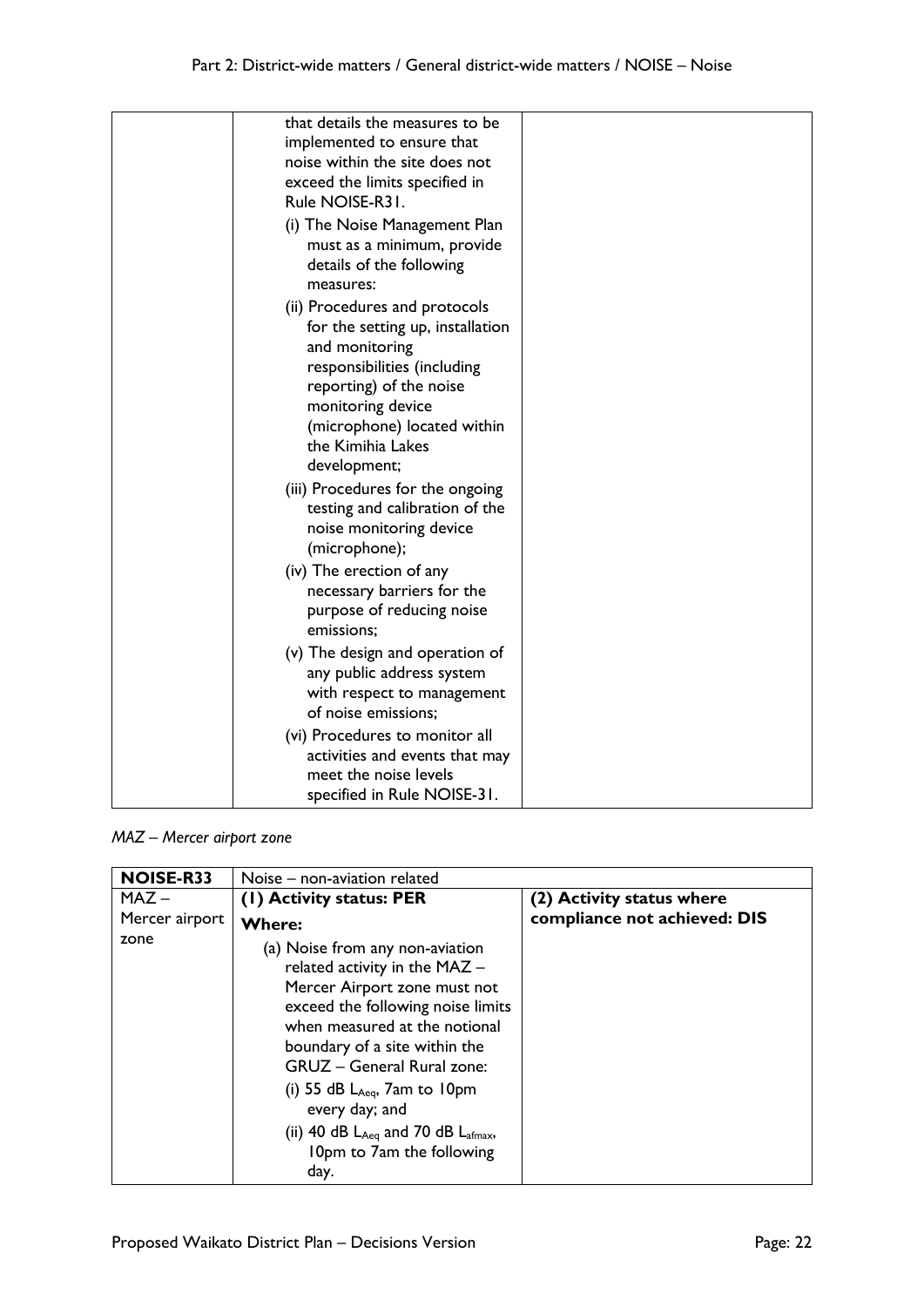| | | |
|---|---|---|
| | that details the measures to be implemented to ensure that noise within the site does not exceed the limits specified in Rule NOISE-R31.<br>(i) The Noise Management Plan must as a minimum, provide details of the following measures:<br>(ii) Procedures and protocols for the setting up, installation and monitoring responsibilities (including reporting) of the noise monitoring device (microphone) located within the Kimihia Lakes development;<br>(iii) Procedures for the ongoing testing and calibration of the noise monitoring device (microphone);<br>(iv) The erection of any necessary barriers for the purpose of reducing noise emissions;<br>(v) The design and operation of any public address system with respect to management of noise emissions;<br>(vi) Procedures to monitor all activities and events that may meet the noise levels specified in Rule NOISE-31. | |

*MAZ – Mercer airport zone*

| **NOISE-R33** | Noise – non-aviation related | |
|---|---|---|
| MAZ – Mercer airport zone | **(1) Activity status: PER**<br>**Where:**<br>(a) Noise from any non-aviation related activity in the MAZ – Mercer Airport zone must not exceed the following noise limits when measured at the notional boundary of a site within the GRUZ – General Rural zone:<br>(i) 55 dB $L_{Aeq}$, 7am to 10pm every day; and<br>(ii) 40 dB $L_{Aeq}$ and 70 dB $L_{afmax}$, 10pm to 7am the following day. | **(2) Activity status where compliance not achieved: DIS** |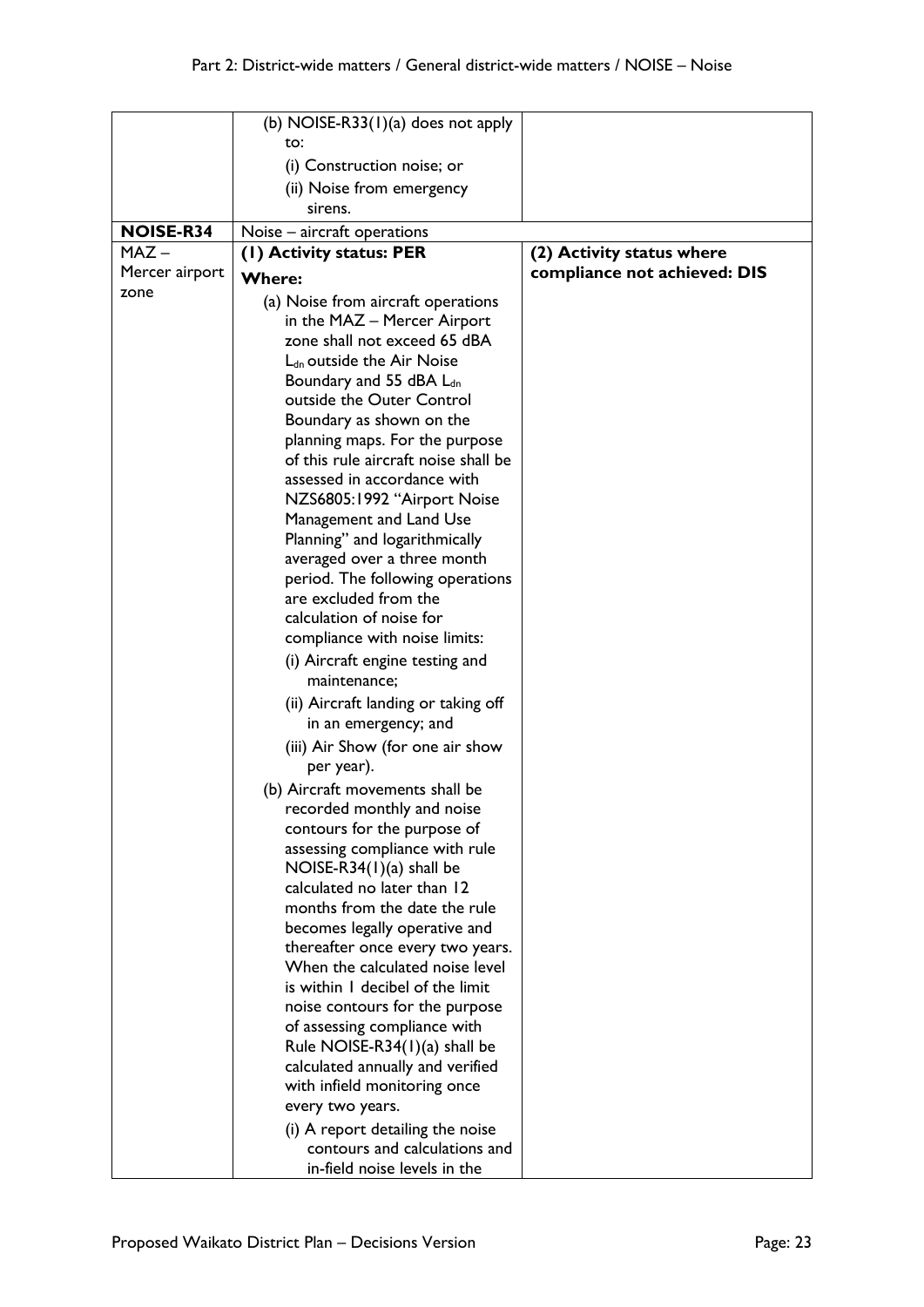| | | |
|---|---|---|
| | (b) NOISE-R33(1)(a) does not apply to:<br>(i) Construction noise; or<br>(ii) Noise from emergency sirens. | |
| **NOISE-R34** | Noise – aircraft operations | |
| MAZ – Mercer airport zone | **(1) Activity status: PER**<br>**Where:**<br>(a) Noise from aircraft operations in the MAZ – Mercer Airport zone shall not exceed 65 dBA $L_{dn}$ outside the Air Noise Boundary and 55 dBA $L_{dn}$ outside the Outer Control Boundary as shown on the planning maps. For the purpose of this rule aircraft noise shall be assessed in accordance with NZS6805:1992 "Airport Noise Management and Land Use Planning" and logarithmically averaged over a three month period. The following operations are excluded from the calculation of noise for compliance with noise limits:<br>(i) Aircraft engine testing and maintenance;<br>(ii) Aircraft landing or taking off in an emergency; and<br>(iii) Air Show (for one air show per year).<br>(b) Aircraft movements shall be recorded monthly and noise contours for the purpose of assessing compliance with rule NOISE-R34(1)(a) shall be calculated no later than 12 months from the date the rule becomes legally operative and thereafter once every two years. When the calculated noise level is within 1 decibel of the limit noise contours for the purpose of assessing compliance with Rule NOISE-R34(1)(a) shall be calculated annually and verified with infield monitoring once every two years.<br>(i) A report detailing the noise contours and calculations and in-field noise levels in the | **(2) Activity status where compliance not achieved: DIS** |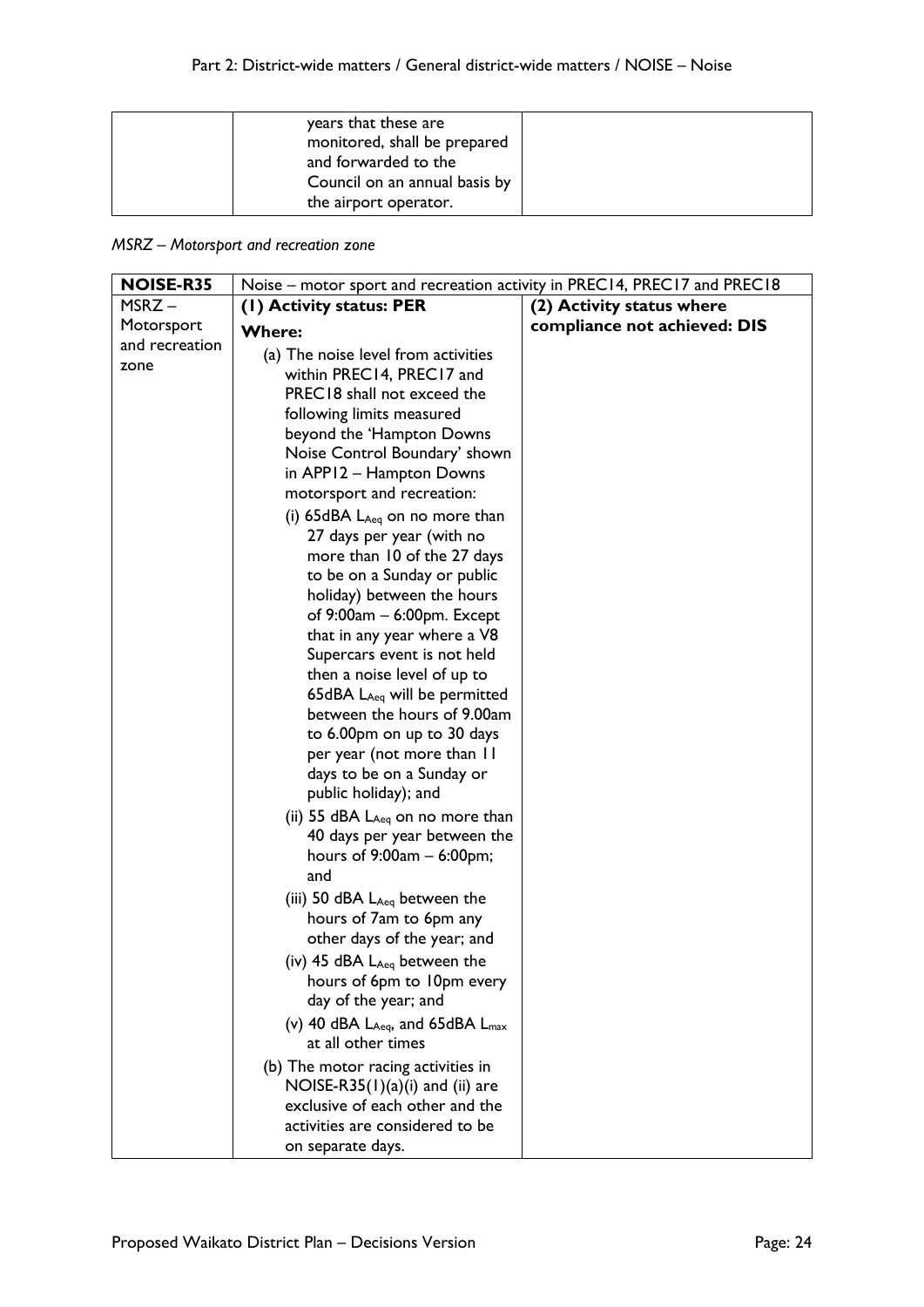| | years that these are monitored, shall be prepared and forwarded to the Council on an annual basis by the airport operator. | |
|---|---|---|

*MSRZ – Motorsport and recreation zone*

| **NOISE-R35** | Noise – motor sport and recreation activity in PREC14, PREC17 and PREC18 | |
|---|---|---|
| MSRZ – Motorsport and recreation zone | **(1) Activity status: PER**<br>**Where:**<br>(a) The noise level from activities within PREC14, PREC17 and PREC18 shall not exceed the following limits measured beyond the 'Hampton Downs Noise Control Boundary' shown in APP12 – Hampton Downs motorsport and recreation:<br>(i) 65dBA $L_{Aeq}$ on no more than 27 days per year (with no more than 10 of the 27 days to be on a Sunday or public holiday) between the hours of 9:00am – 6:00pm. Except that in any year where a V8 Supercars event is not held then a noise level of up to 65dBA $L_{Aeq}$ will be permitted between the hours of 9.00am to 6.00pm on up to 30 days per year (not more than 11 days to be on a Sunday or public holiday); and<br>(ii) 55 dBA $L_{Aeq}$ on no more than 40 days per year between the hours of 9:00am – 6:00pm; and<br>(iii) 50 dBA $L_{Aeq}$ between the hours of 7am to 6pm any other days of the year; and<br>(iv) 45 dBA $L_{Aeq}$ between the hours of 6pm to 10pm every day of the year; and<br>(v) 40 dBA $L_{Aeq}$, and 65dBA $L_{max}$ at all other times<br>(b) The motor racing activities in NOISE-R35(1)(a)(i) and (ii) are exclusive of each other and the activities are considered to be on separate days. | **(2) Activity status where compliance not achieved: DIS** |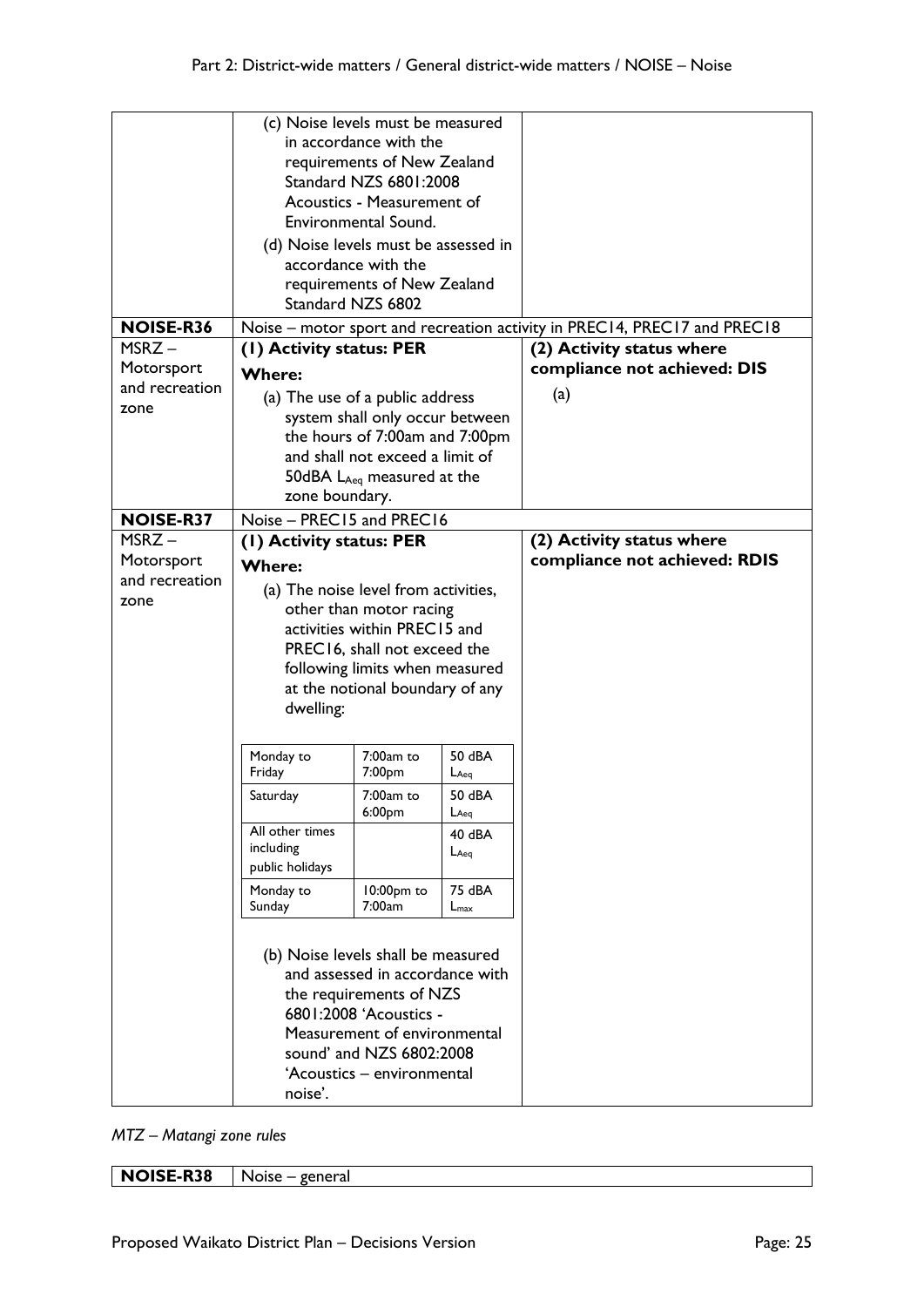| | | |
|---|---|---|
| | (c) Noise levels must be measured in accordance with the requirements of New Zealand Standard NZS 6801:2008 Acoustics - Measurement of Environmental Sound.<br>(d) Noise levels must be assessed in accordance with the requirements of New Zealand Standard NZS 6802 | |
| **NOISE-R36** | Noise – motor sport and recreation activity in PREC14, PREC17 and PREC18 | |
| MSRZ – Motorsport and recreation zone | **(1) Activity status: PER**<br>**Where:**<br>(a) The use of a public address system shall only occur between the hours of 7:00am and 7:00pm and shall not exceed a limit of 50dBA $L_{Aeq}$ measured at the zone boundary. | **(2) Activity status where compliance not achieved: DIS**<br>(a) |
| **NOISE-R37** | Noise – PREC15 and PREC16 | |
| MSRZ – Motorsport and recreation zone | **(1) Activity status: PER**<br>**Where:**<br>(a) The noise level from activities, other than motor racing activities within PREC15 and PREC16, shall not exceed the following limits when measured at the notional boundary of any dwelling:<br><br>Monday to Friday — 7:00am to 7:00pm — 50 dBA $L_{Aeq}$<br>Saturday — 7:00am to 6:00pm — 50 dBA $L_{Aeq}$<br>All other times including public holidays — 40 dBA $L_{Aeq}$<br>Monday to Sunday — 10:00pm to 7:00am — 75 dBA $L_{max}$<br><br>(b) Noise levels shall be measured and assessed in accordance with the requirements of NZS 6801:2008 'Acoustics - Measurement of environmental sound' and NZS 6802:2008 'Acoustics – environmental noise'. | **(2) Activity status where compliance not achieved: RDIS** |

*MTZ – Matangi zone rules*

| | |
|---|---|
| **NOISE-R38** | Noise – general |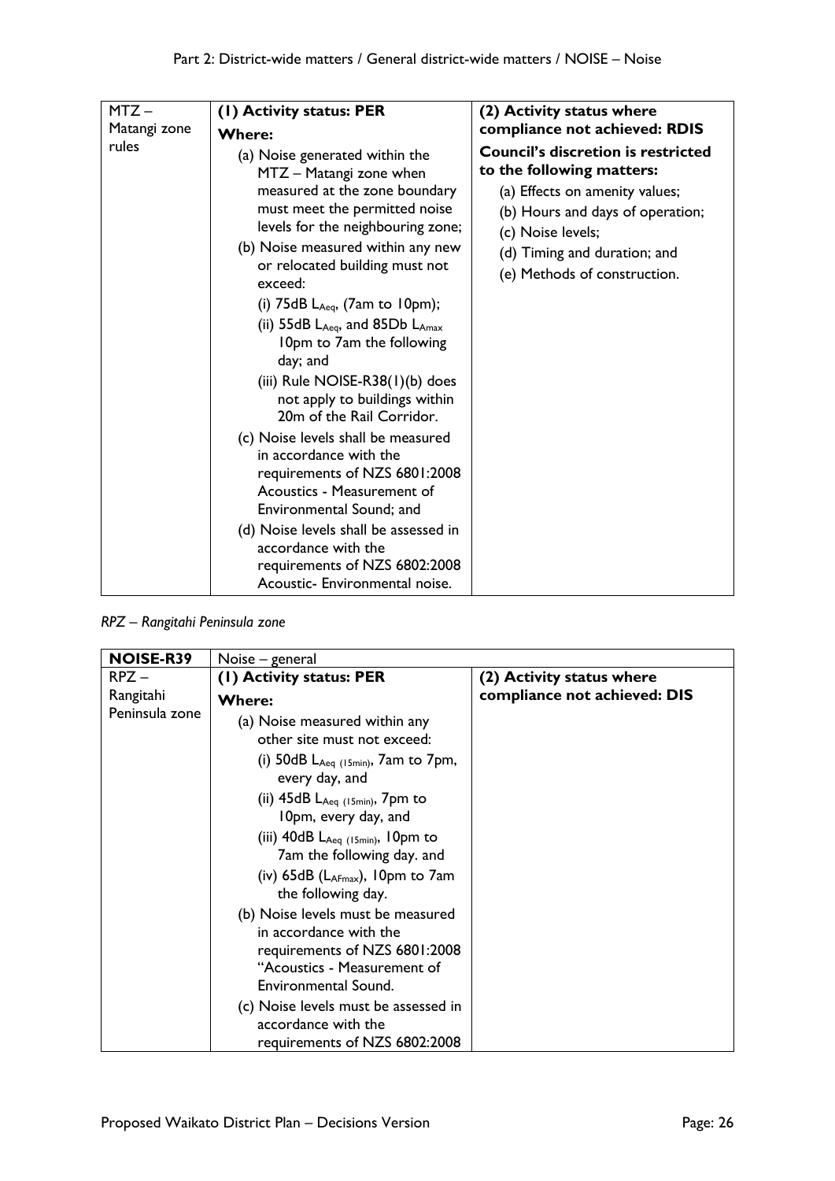| MTZ – Matangi zone rules | **(1) Activity status: PER**<br>**Where:**<br>(a) Noise generated within the MTZ – Matangi zone when measured at the zone boundary must meet the permitted noise levels for the neighbouring zone;<br>(b) Noise measured within any new or relocated building must not exceed:<br>(i) 75dB $L_{Aeq}$, (7am to 10pm);<br>(ii) 55dB $L_{Aeq}$, and 85Db $L_{Amax}$ 10pm to 7am the following day; and<br>(iii) Rule NOISE-R38(1)(b) does not apply to buildings within 20m of the Rail Corridor.<br>(c) Noise levels shall be measured in accordance with the requirements of NZS 6801:2008 Acoustics - Measurement of Environmental Sound; and<br>(d) Noise levels shall be assessed in accordance with the requirements of NZS 6802:2008 Acoustic- Environmental noise. | **(2) Activity status where compliance not achieved: RDIS**<br>**Council's discretion is restricted to the following matters:**<br>(a) Effects on amenity values;<br>(b) Hours and days of operation;<br>(c) Noise levels;<br>(d) Timing and duration; and<br>(e) Methods of construction. |
|---|---|---|

*RPZ – Rangitahi Peninsula zone*

| **NOISE-R39** | Noise – general | |
|---|---|---|
| RPZ – Rangitahi Peninsula zone | **(1) Activity status: PER**<br>**Where:**<br>(a) Noise measured within any other site must not exceed:<br>(i) 50dB $L_{Aeq\ (15min)}$, 7am to 7pm, every day, and<br>(ii) 45dB $L_{Aeq\ (15min)}$, 7pm to 10pm, every day, and<br>(iii) 40dB $L_{Aeq\ (15min)}$, 10pm to 7am the following day. and<br>(iv) 65dB ($L_{AFmax}$), 10pm to 7am the following day.<br>(b) Noise levels must be measured in accordance with the requirements of NZS 6801:2008 "Acoustics - Measurement of Environmental Sound.<br>(c) Noise levels must be assessed in accordance with the requirements of NZS 6802:2008 | **(2) Activity status where compliance not achieved: DIS** |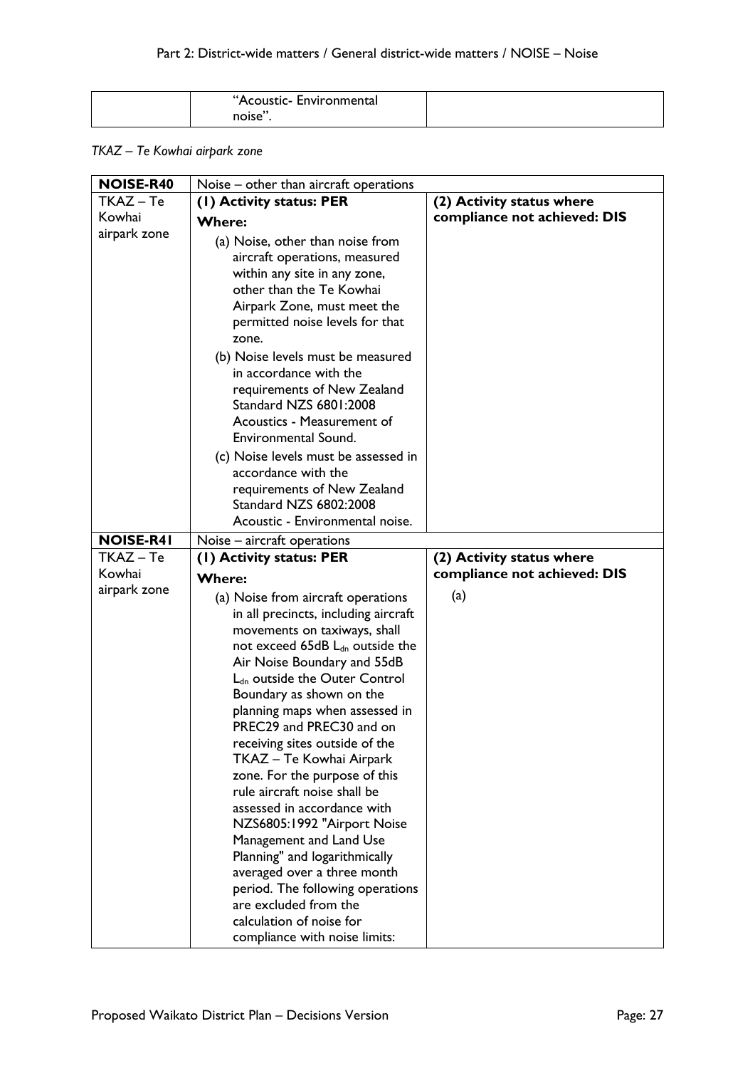| | "Acoustic- Environmental noise". | |
|---|---|---|

*TKAZ – Te Kowhai airpark zone*

| **NOISE-R40** | Noise – other than aircraft operations | |
|---|---|---|
| TKAZ – Te Kowhai airpark zone | **(1) Activity status: PER**<br>**Where:**<br>(a) Noise, other than noise from aircraft operations, measured within any site in any zone, other than the Te Kowhai Airpark Zone, must meet the permitted noise levels for that zone.<br>(b) Noise levels must be measured in accordance with the requirements of New Zealand Standard NZS 6801:2008 Acoustics - Measurement of Environmental Sound.<br>(c) Noise levels must be assessed in accordance with the requirements of New Zealand Standard NZS 6802:2008 Acoustic - Environmental noise. | **(2) Activity status where compliance not achieved: DIS** |
| **NOISE-R41** | Noise – aircraft operations | |
| TKAZ – Te Kowhai airpark zone | **(1) Activity status: PER**<br>**Where:**<br>(a) Noise from aircraft operations in all precincts, including aircraft movements on taxiways, shall not exceed 65dB $L_{dn}$ outside the Air Noise Boundary and 55dB $L_{dn}$ outside the Outer Control Boundary as shown on the planning maps when assessed in PREC29 and PREC30 and on receiving sites outside of the TKAZ – Te Kowhai Airpark zone. For the purpose of this rule aircraft noise shall be assessed in accordance with NZS6805:1992 "Airport Noise Management and Land Use Planning" and logarithmically averaged over a three month period. The following operations are excluded from the calculation of noise for compliance with noise limits: | **(2) Activity status where compliance not achieved: DIS**<br>(a) |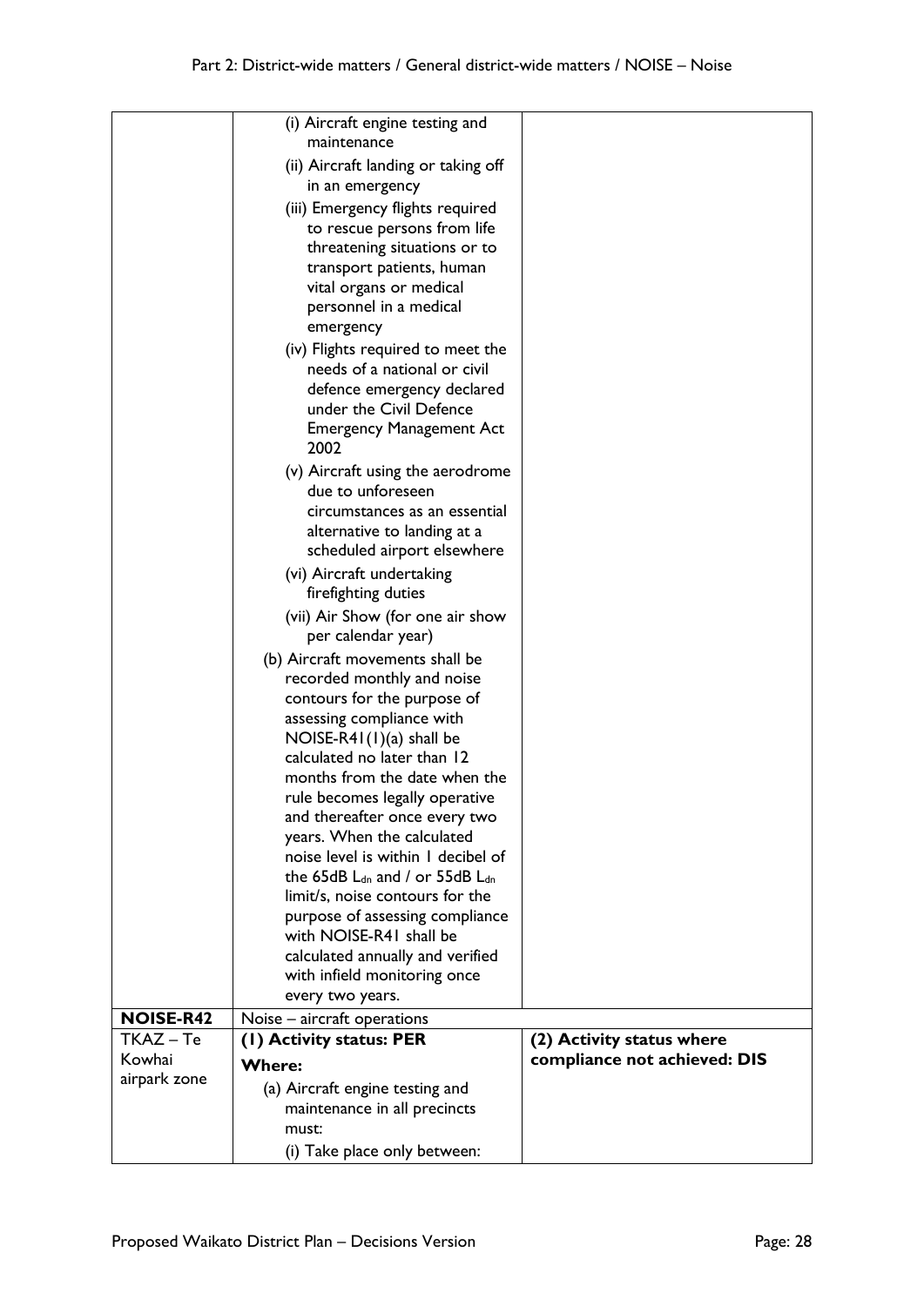| | | |
|---|---|---|
| | (i) Aircraft engine testing and maintenance<br>(ii) Aircraft landing or taking off in an emergency<br>(iii) Emergency flights required to rescue persons from life threatening situations or to transport patients, human vital organs or medical personnel in a medical emergency<br>(iv) Flights required to meet the needs of a national or civil defence emergency declared under the Civil Defence Emergency Management Act 2002<br>(v) Aircraft using the aerodrome due to unforeseen circumstances as an essential alternative to landing at a scheduled airport elsewhere<br>(vi) Aircraft undertaking firefighting duties<br>(vii) Air Show (for one air show per calendar year)<br>(b) Aircraft movements shall be recorded monthly and noise contours for the purpose of assessing compliance with NOISE-R41(1)(a) shall be calculated no later than 12 months from the date when the rule becomes legally operative and thereafter once every two years. When the calculated noise level is within 1 decibel of the 65dB $L_{dn}$ and / or 55dB $L_{dn}$ limit/s, noise contours for the purpose of assessing compliance with NOISE-R41 shall be calculated annually and verified with infield monitoring once every two years. | |
| **NOISE-R42** | Noise – aircraft operations | |
| TKAZ – Te Kowhai airpark zone | **(1) Activity status: PER**<br>**Where:**<br>(a) Aircraft engine testing and maintenance in all precincts must:<br>(i) Take place only between: | **(2) Activity status where compliance not achieved: DIS** |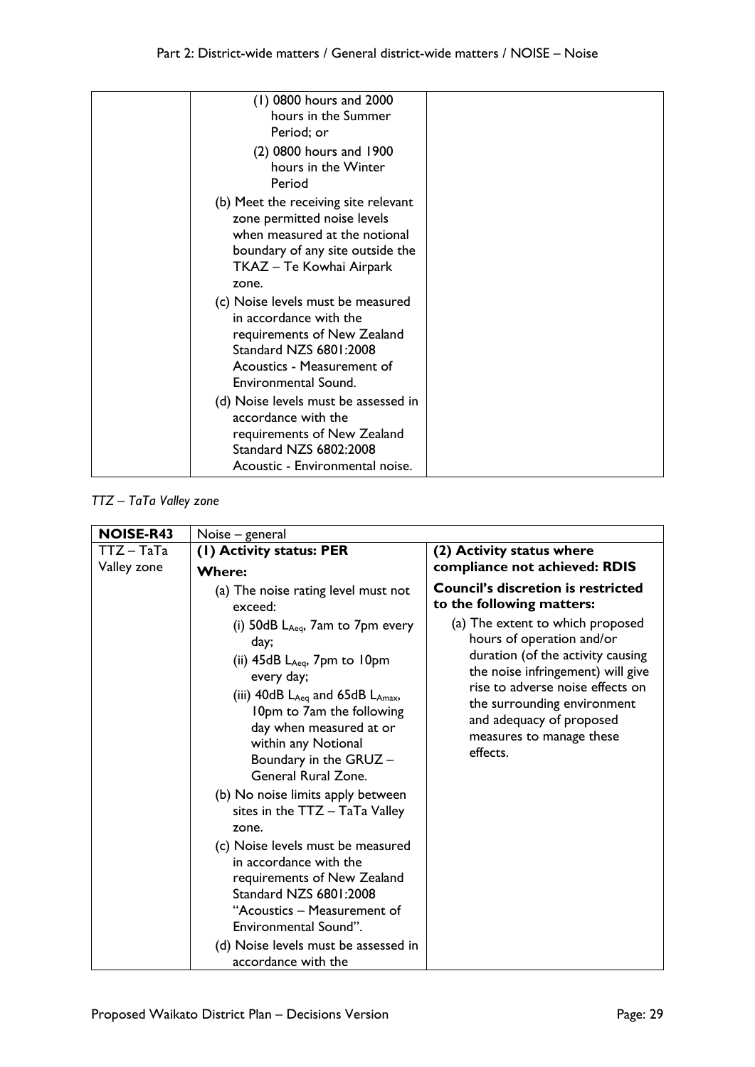| | (1) 0800 hours and 2000 hours in the Summer Period; or<br>(2) 0800 hours and 1900 hours in the Winter Period<br>(b) Meet the receiving site relevant zone permitted noise levels when measured at the notional boundary of any site outside the TKAZ – Te Kowhai Airpark zone.<br>(c) Noise levels must be measured in accordance with the requirements of New Zealand Standard NZS 6801:2008 Acoustics - Measurement of Environmental Sound.<br>(d) Noise levels must be assessed in accordance with the requirements of New Zealand Standard NZS 6802:2008 Acoustic - Environmental noise. | |
|---|---|---|

*TTZ – TaTa Valley zone*

| NOISE-R43 | Noise – general | |
|---|---|---|
| TTZ – TaTa Valley zone | **(1) Activity status: PER**<br>**Where:**<br>(a) The noise rating level must not exceed:<br>(i) 50dB $L_{Aeq}$, 7am to 7pm every day;<br>(ii) 45dB $L_{Aeq}$, 7pm to 10pm every day;<br>(iii) 40dB $L_{Aeq}$ and 65dB $L_{Amax}$, 10pm to 7am the following day when measured at or within any Notional Boundary in the GRUZ – General Rural Zone.<br>(b) No noise limits apply between sites in the TTZ – TaTa Valley zone.<br>(c) Noise levels must be measured in accordance with the requirements of New Zealand Standard NZS 6801:2008 "Acoustics – Measurement of Environmental Sound".<br>(d) Noise levels must be assessed in accordance with the | **(2) Activity status where compliance not achieved: RDIS**<br>**Council's discretion is restricted to the following matters:**<br>(a) The extent to which proposed hours of operation and/or duration (of the activity causing the noise infringement) will give rise to adverse noise effects on the surrounding environment and adequacy of proposed measures to manage these effects. |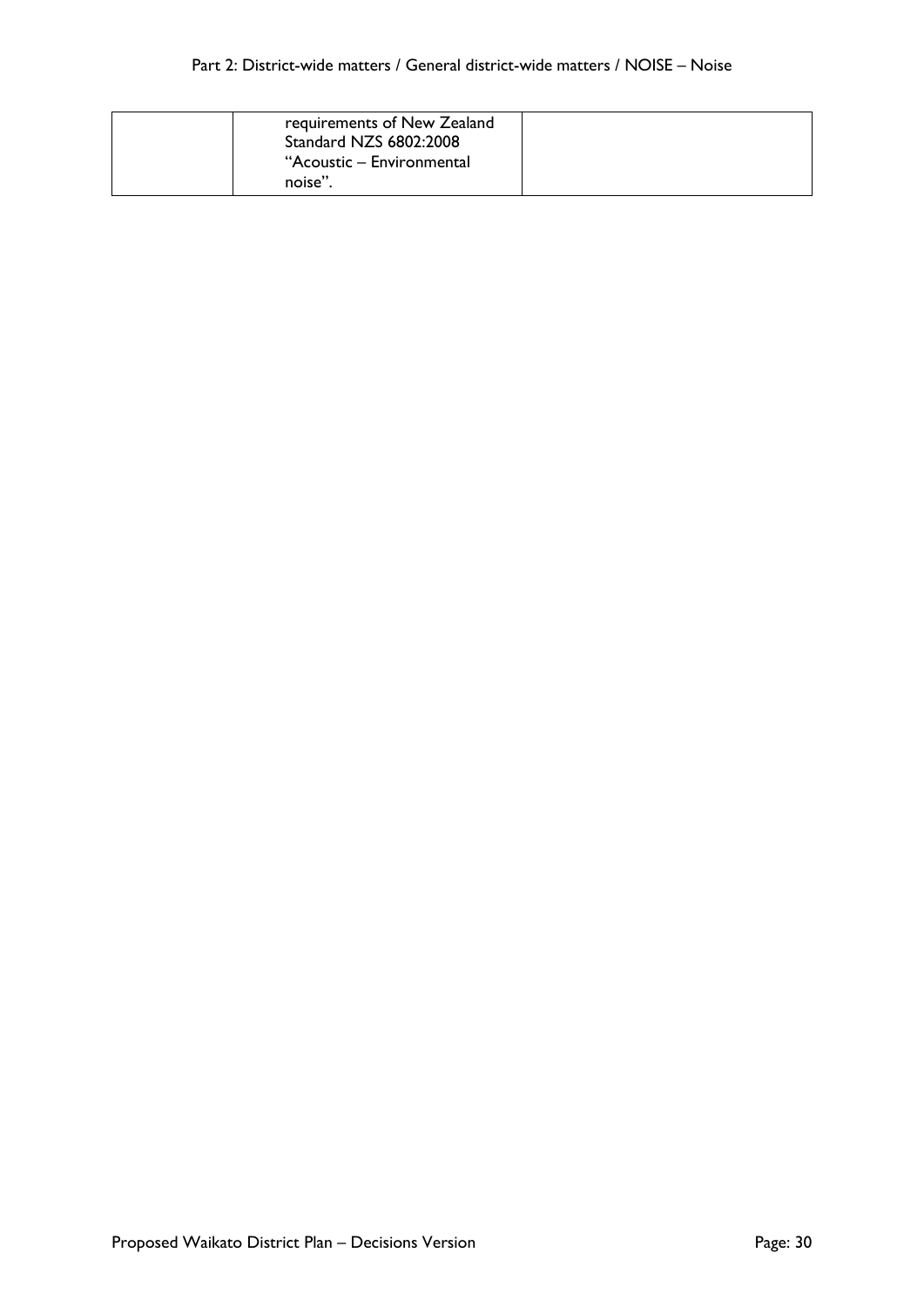| | | |
|---|---|---|
| | requirements of New Zealand Standard NZS 6802:2008 "Acoustic – Environmental noise". | |